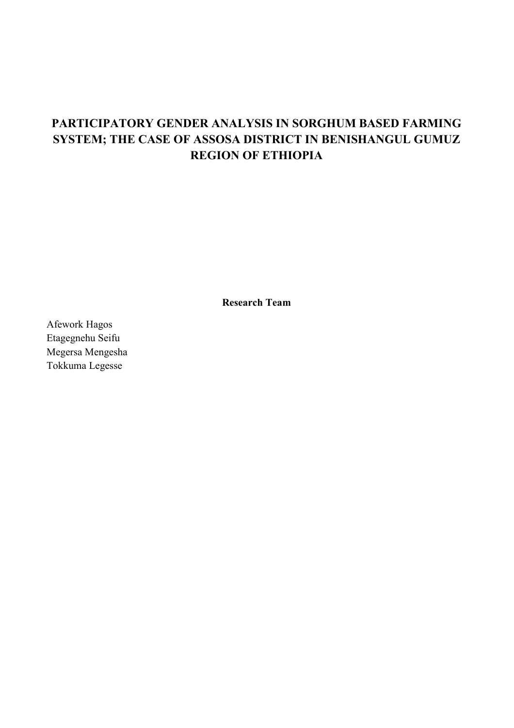# PARTICIPATORY GENDER ANALYSIS IN SORGHUM BASED FARMING SYSTEM; THE CASE OF ASSOSA DISTRICT IN BENISHANGUL GUMUZ REGION OF ETHIOPIA

**Research Team**

Afework Hagos
Etagegnehu Seifu
Megersa Mengesha
Tokkuma Legesse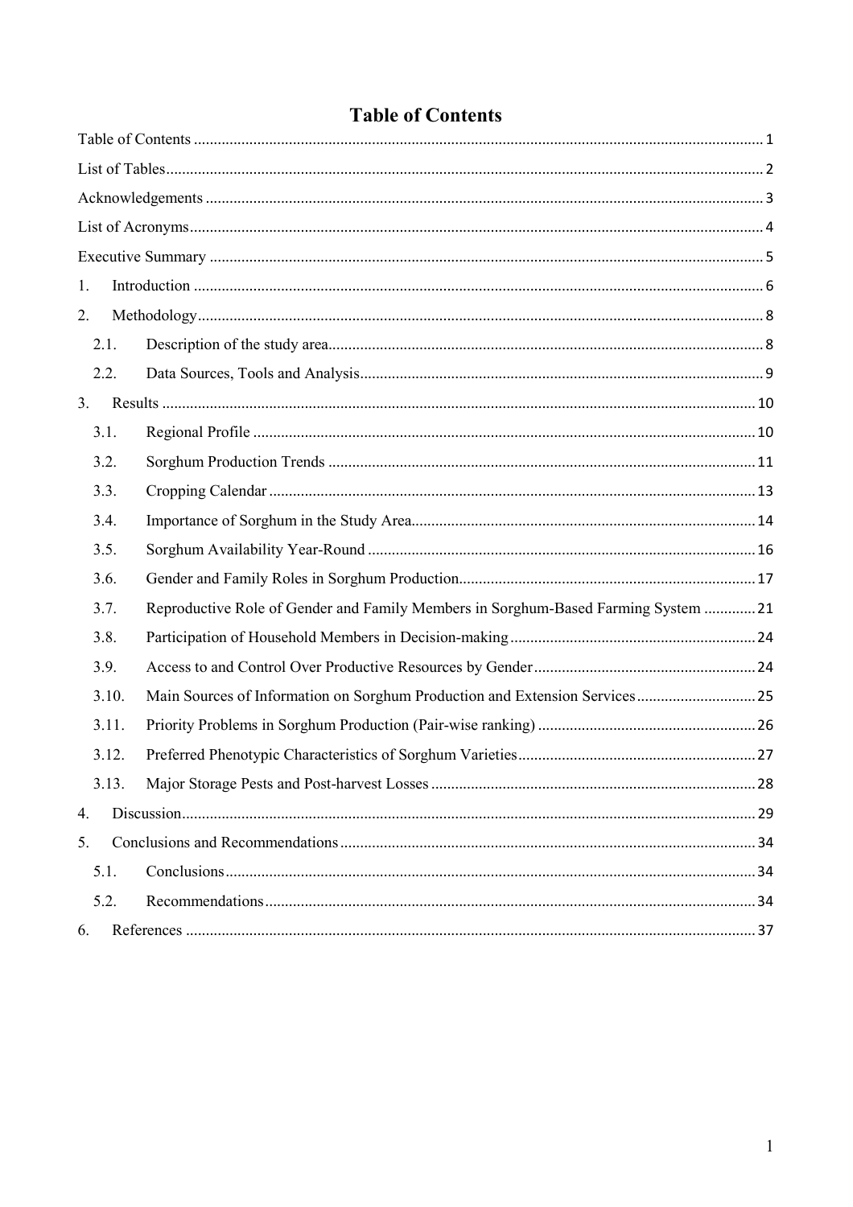# Table of Contents

Table of Contents ........................................................................................................................................ 1

List of Tables ................................................................................................................................................ 2

Acknowledgements ...................................................................................................................................... 3

List of Acronyms .......................................................................................................................................... 4

Executive Summary ..................................................................................................................................... 5

1. Introduction .............................................................................................................................................. 6

2. Methodology ............................................................................................................................................. 8

   2.1. Description of the study area ............................................................................................................ 8

   2.2. Data Sources, Tools and Analysis ..................................................................................................... 9

3. Results ..................................................................................................................................................... 10

   3.1. Regional Profile .............................................................................................................................. 10

   3.2. Sorghum Production Trends ........................................................................................................... 11

   3.3. Cropping Calendar .......................................................................................................................... 13

   3.4. Importance of Sorghum in the Study Area ...................................................................................... 14

   3.5. Sorghum Availability Year-Round .................................................................................................. 16

   3.6. Gender and Family Roles in Sorghum Production .......................................................................... 17

   3.7. Reproductive Role of Gender and Family Members in Sorghum-Based Farming System ............. 21

   3.8. Participation of Household Members in Decision-making .............................................................. 24

   3.9. Access to and Control Over Productive Resources by Gender ........................................................ 24

   3.10. Main Sources of Information on Sorghum Production and Extension Services ............................. 25

   3.11. Priority Problems in Sorghum Production (Pair-wise ranking) ....................................................... 26

   3.12. Preferred Phenotypic Characteristics of Sorghum Varieties ........................................................... 27

   3.13. Major Storage Pests and Post-harvest Losses ................................................................................ 28

4. Discussion ................................................................................................................................................ 29

5. Conclusions and Recommendations ........................................................................................................ 34

   5.1. Conclusions ..................................................................................................................................... 34

   5.2. Recommendations ........................................................................................................................... 34

6. References ............................................................................................................................................... 37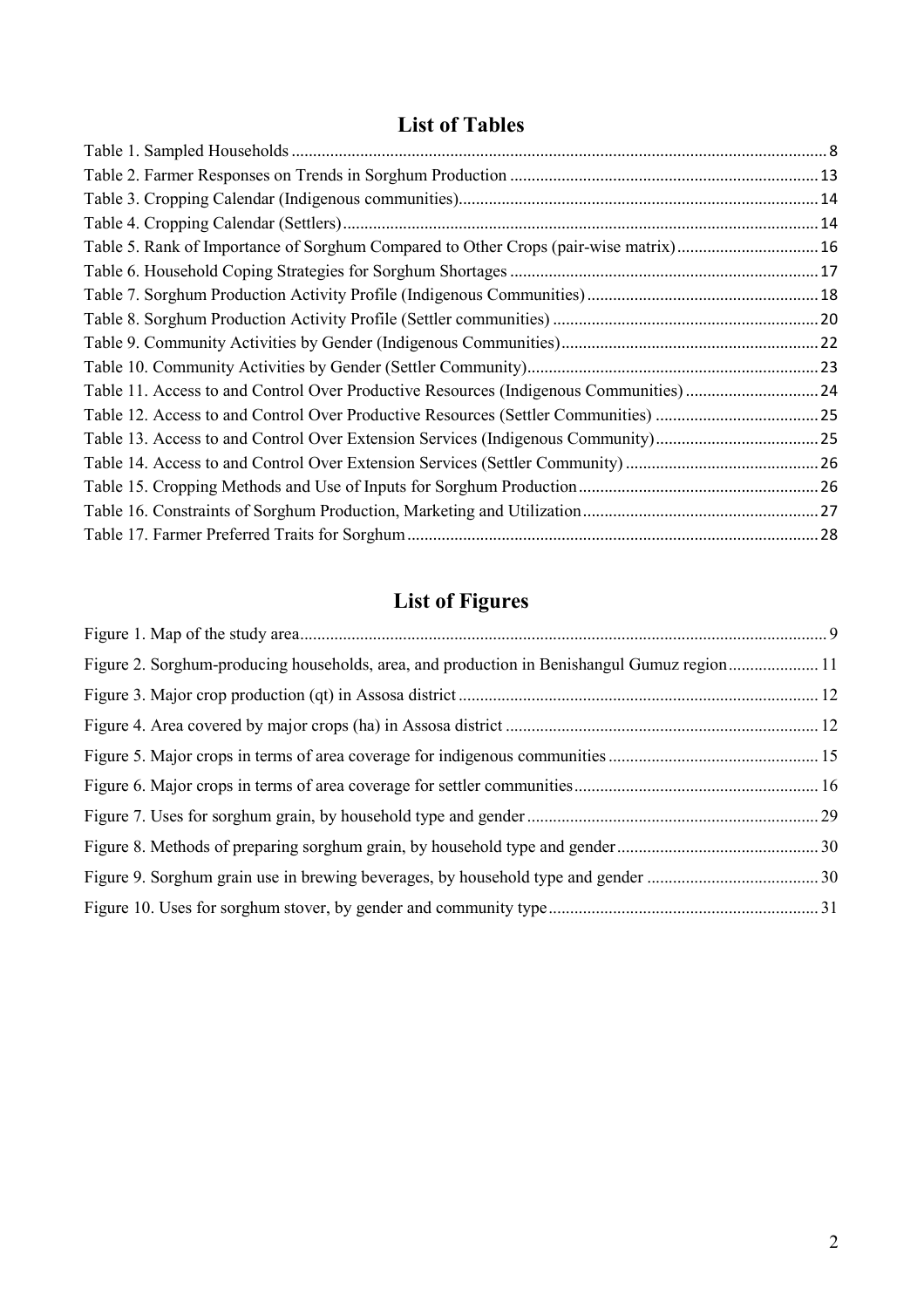## List of Tables

Table 1. Sampled Households ........ 8
Table 2. Farmer Responses on Trends in Sorghum Production ........ 13
Table 3. Cropping Calendar (Indigenous communities) ........ 14
Table 4. Cropping Calendar (Settlers) ........ 14
Table 5. Rank of Importance of Sorghum Compared to Other Crops (pair-wise matrix) ........ 16
Table 6. Household Coping Strategies for Sorghum Shortages ........ 17
Table 7. Sorghum Production Activity Profile (Indigenous Communities) ........ 18
Table 8. Sorghum Production Activity Profile (Settler communities) ........ 20
Table 9. Community Activities by Gender (Indigenous Communities) ........ 22
Table 10. Community Activities by Gender (Settler Community) ........ 23
Table 11. Access to and Control Over Productive Resources (Indigenous Communities) ........ 24
Table 12. Access to and Control Over Productive Resources (Settler Communities) ........ 25
Table 13. Access to and Control Over Extension Services (Indigenous Community) ........ 25
Table 14. Access to and Control Over Extension Services (Settler Community) ........ 26
Table 15. Cropping Methods and Use of Inputs for Sorghum Production ........ 26
Table 16. Constraints of Sorghum Production, Marketing and Utilization ........ 27
Table 17. Farmer Preferred Traits for Sorghum ........ 28

## List of Figures

Figure 1. Map of the study area ........ 9
Figure 2. Sorghum-producing households, area, and production in Benishangul Gumuz region ........ 11
Figure 3. Major crop production (qt) in Assosa district ........ 12
Figure 4. Area covered by major crops (ha) in Assosa district ........ 12
Figure 5. Major crops in terms of area coverage for indigenous communities ........ 15
Figure 6. Major crops in terms of area coverage for settler communities ........ 16
Figure 7. Uses for sorghum grain, by household type and gender ........ 29
Figure 8. Methods of preparing sorghum grain, by household type and gender ........ 30
Figure 9. Sorghum grain use in brewing beverages, by household type and gender ........ 30
Figure 10. Uses for sorghum stover, by gender and community type ........ 31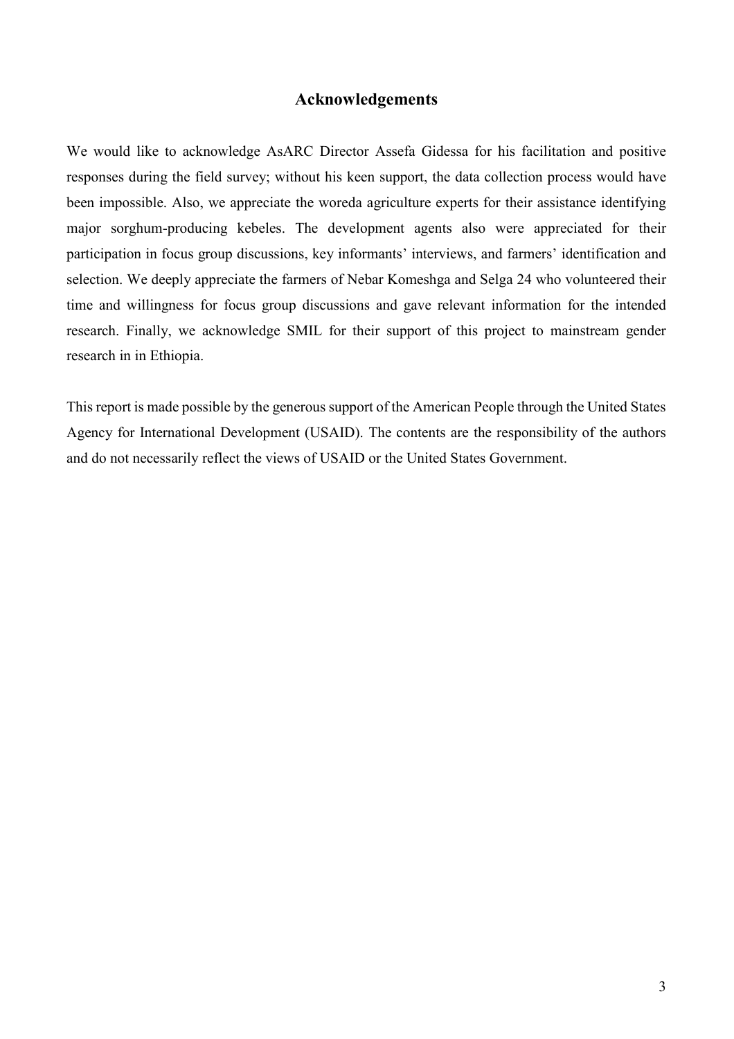## Acknowledgements

We would like to acknowledge AsARC Director Assefa Gidessa for his facilitation and positive responses during the field survey; without his keen support, the data collection process would have been impossible. Also, we appreciate the woreda agriculture experts for their assistance identifying major sorghum-producing kebeles. The development agents also were appreciated for their participation in focus group discussions, key informants' interviews, and farmers' identification and selection. We deeply appreciate the farmers of Nebar Komeshga and Selga 24 who volunteered their time and willingness for focus group discussions and gave relevant information for the intended research. Finally, we acknowledge SMIL for their support of this project to mainstream gender research in in Ethiopia.

This report is made possible by the generous support of the American People through the United States Agency for International Development (USAID). The contents are the responsibility of the authors and do not necessarily reflect the views of USAID or the United States Government.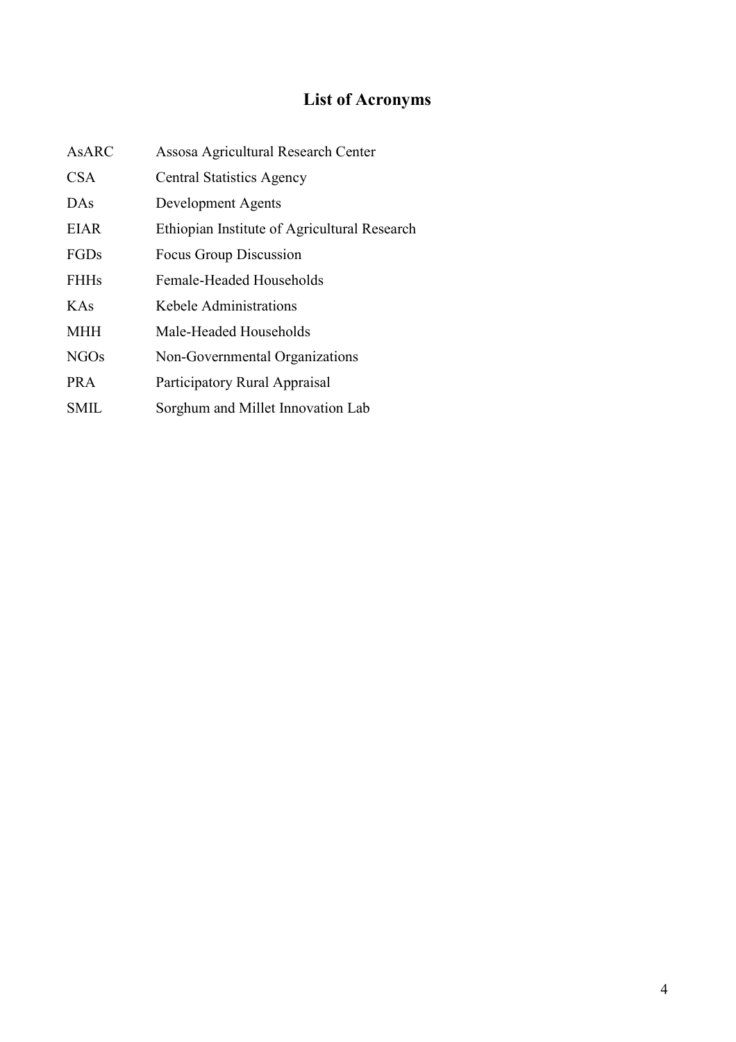# List of Acronyms

| | |
|---|---|
| AsARC | Assosa Agricultural Research Center |
| CSA | Central Statistics Agency |
| DAs | Development Agents |
| EIAR | Ethiopian Institute of Agricultural Research |
| FGDs | Focus Group Discussion |
| FHHs | Female-Headed Households |
| KAs | Kebele Administrations |
| MHH | Male-Headed Households |
| NGOs | Non-Governmental Organizations |
| PRA | Participatory Rural Appraisal |
| SMIL | Sorghum and Millet Innovation Lab |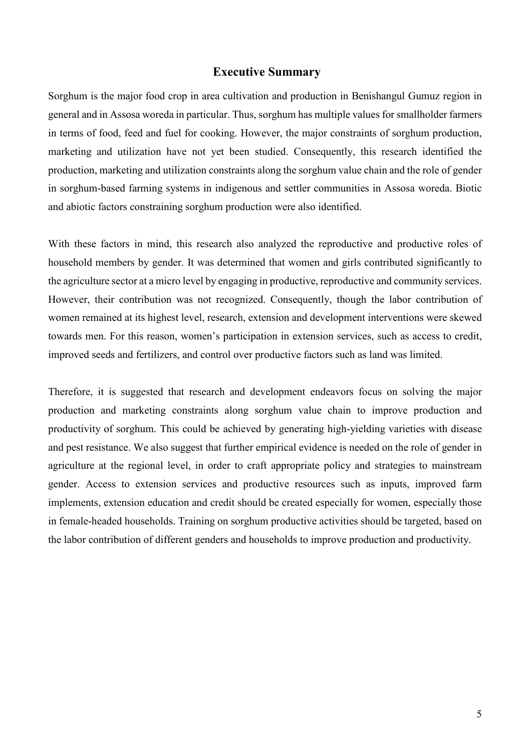# Executive Summary

Sorghum is the major food crop in area cultivation and production in Benishangul Gumuz region in general and in Assosa woreda in particular. Thus, sorghum has multiple values for smallholder farmers in terms of food, feed and fuel for cooking. However, the major constraints of sorghum production, marketing and utilization have not yet been studied. Consequently, this research identified the production, marketing and utilization constraints along the sorghum value chain and the role of gender in sorghum-based farming systems in indigenous and settler communities in Assosa woreda. Biotic and abiotic factors constraining sorghum production were also identified.

With these factors in mind, this research also analyzed the reproductive and productive roles of household members by gender. It was determined that women and girls contributed significantly to the agriculture sector at a micro level by engaging in productive, reproductive and community services. However, their contribution was not recognized. Consequently, though the labor contribution of women remained at its highest level, research, extension and development interventions were skewed towards men. For this reason, women's participation in extension services, such as access to credit, improved seeds and fertilizers, and control over productive factors such as land was limited.

Therefore, it is suggested that research and development endeavors focus on solving the major production and marketing constraints along sorghum value chain to improve production and productivity of sorghum. This could be achieved by generating high-yielding varieties with disease and pest resistance. We also suggest that further empirical evidence is needed on the role of gender in agriculture at the regional level, in order to craft appropriate policy and strategies to mainstream gender. Access to extension services and productive resources such as inputs, improved farm implements, extension education and credit should be created especially for women, especially those in female-headed households. Training on sorghum productive activities should be targeted, based on the labor contribution of different genders and households to improve production and productivity.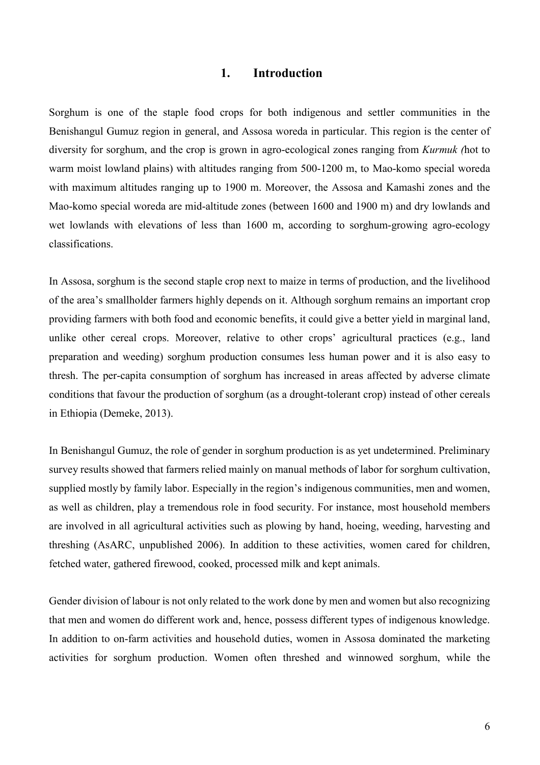# 1. Introduction

Sorghum is one of the staple food crops for both indigenous and settler communities in the Benishangul Gumuz region in general, and Assosa woreda in particular. This region is the center of diversity for sorghum, and the crop is grown in agro-ecological zones ranging from *Kurmuk (*hot to warm moist lowland plains) with altitudes ranging from 500-1200 m, to Mao-komo special woreda with maximum altitudes ranging up to 1900 m. Moreover, the Assosa and Kamashi zones and the Mao-komo special woreda are mid-altitude zones (between 1600 and 1900 m) and dry lowlands and wet lowlands with elevations of less than 1600 m, according to sorghum-growing agro-ecology classifications.

In Assosa, sorghum is the second staple crop next to maize in terms of production, and the livelihood of the area's smallholder farmers highly depends on it. Although sorghum remains an important crop providing farmers with both food and economic benefits, it could give a better yield in marginal land, unlike other cereal crops. Moreover, relative to other crops' agricultural practices (e.g., land preparation and weeding) sorghum production consumes less human power and it is also easy to thresh. The per-capita consumption of sorghum has increased in areas affected by adverse climate conditions that favour the production of sorghum (as a drought-tolerant crop) instead of other cereals in Ethiopia (Demeke, 2013).

In Benishangul Gumuz, the role of gender in sorghum production is as yet undetermined. Preliminary survey results showed that farmers relied mainly on manual methods of labor for sorghum cultivation, supplied mostly by family labor. Especially in the region's indigenous communities, men and women, as well as children, play a tremendous role in food security. For instance, most household members are involved in all agricultural activities such as plowing by hand, hoeing, weeding, harvesting and threshing (AsARC, unpublished 2006). In addition to these activities, women cared for children, fetched water, gathered firewood, cooked, processed milk and kept animals.

Gender division of labour is not only related to the work done by men and women but also recognizing that men and women do different work and, hence, possess different types of indigenous knowledge. In addition to on-farm activities and household duties, women in Assosa dominated the marketing activities for sorghum production. Women often threshed and winnowed sorghum, while the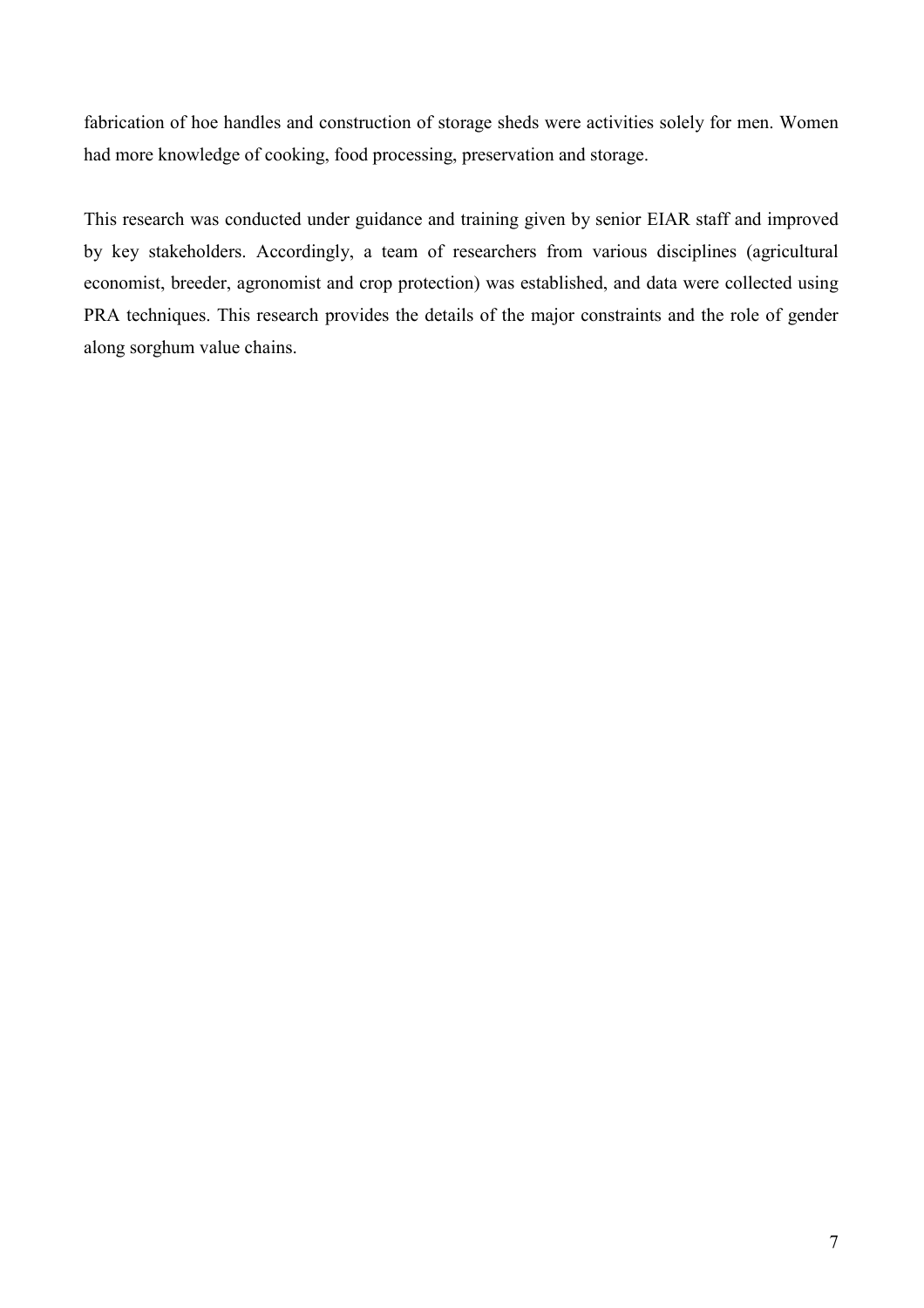fabrication of hoe handles and construction of storage sheds were activities solely for men. Women had more knowledge of cooking, food processing, preservation and storage.

This research was conducted under guidance and training given by senior EIAR staff and improved by key stakeholders. Accordingly, a team of researchers from various disciplines (agricultural economist, breeder, agronomist and crop protection) was established, and data were collected using PRA techniques. This research provides the details of the major constraints and the role of gender along sorghum value chains.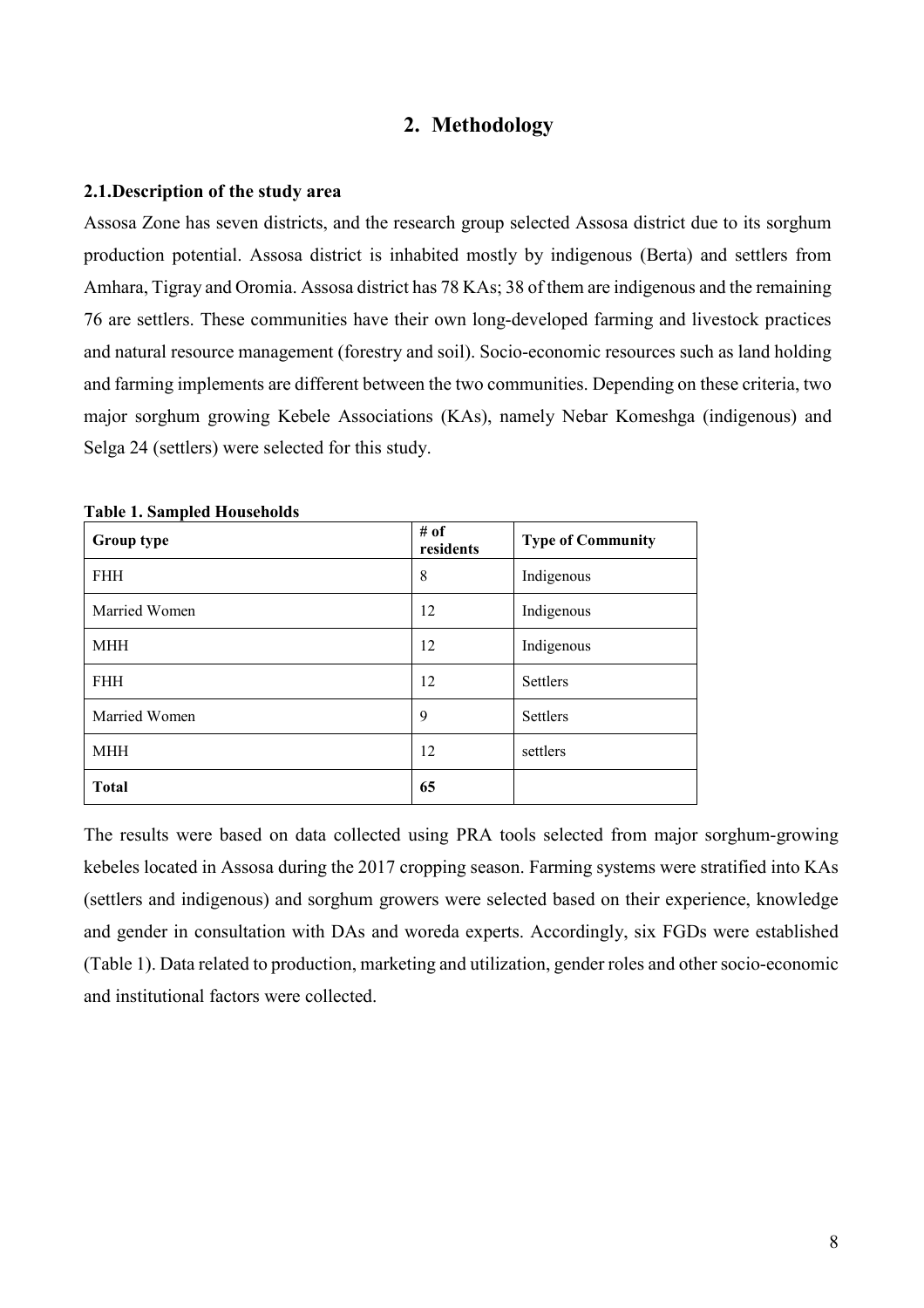## 2. Methodology

### 2.1.Description of the study area

Assosa Zone has seven districts, and the research group selected Assosa district due to its sorghum production potential. Assosa district is inhabited mostly by indigenous (Berta) and settlers from Amhara, Tigray and Oromia. Assosa district has 78 KAs; 38 of them are indigenous and the remaining 76 are settlers. These communities have their own long-developed farming and livestock practices and natural resource management (forestry and soil). Socio-economic resources such as land holding and farming implements are different between the two communities. Depending on these criteria, two major sorghum growing Kebele Associations (KAs), namely Nebar Komeshga (indigenous) and Selga 24 (settlers) were selected for this study.

**Table 1. Sampled Households**

| Group type | # of residents | Type of Community |
|---|---|---|
| FHH | 8 | Indigenous |
| Married Women | 12 | Indigenous |
| MHH | 12 | Indigenous |
| FHH | 12 | Settlers |
| Married Women | 9 | Settlers |
| MHH | 12 | settlers |
| **Total** | **65** | |

The results were based on data collected using PRA tools selected from major sorghum-growing kebeles located in Assosa during the 2017 cropping season. Farming systems were stratified into KAs (settlers and indigenous) and sorghum growers were selected based on their experience, knowledge and gender in consultation with DAs and woreda experts. Accordingly, six FGDs were established (Table 1). Data related to production, marketing and utilization, gender roles and other socio-economic and institutional factors were collected.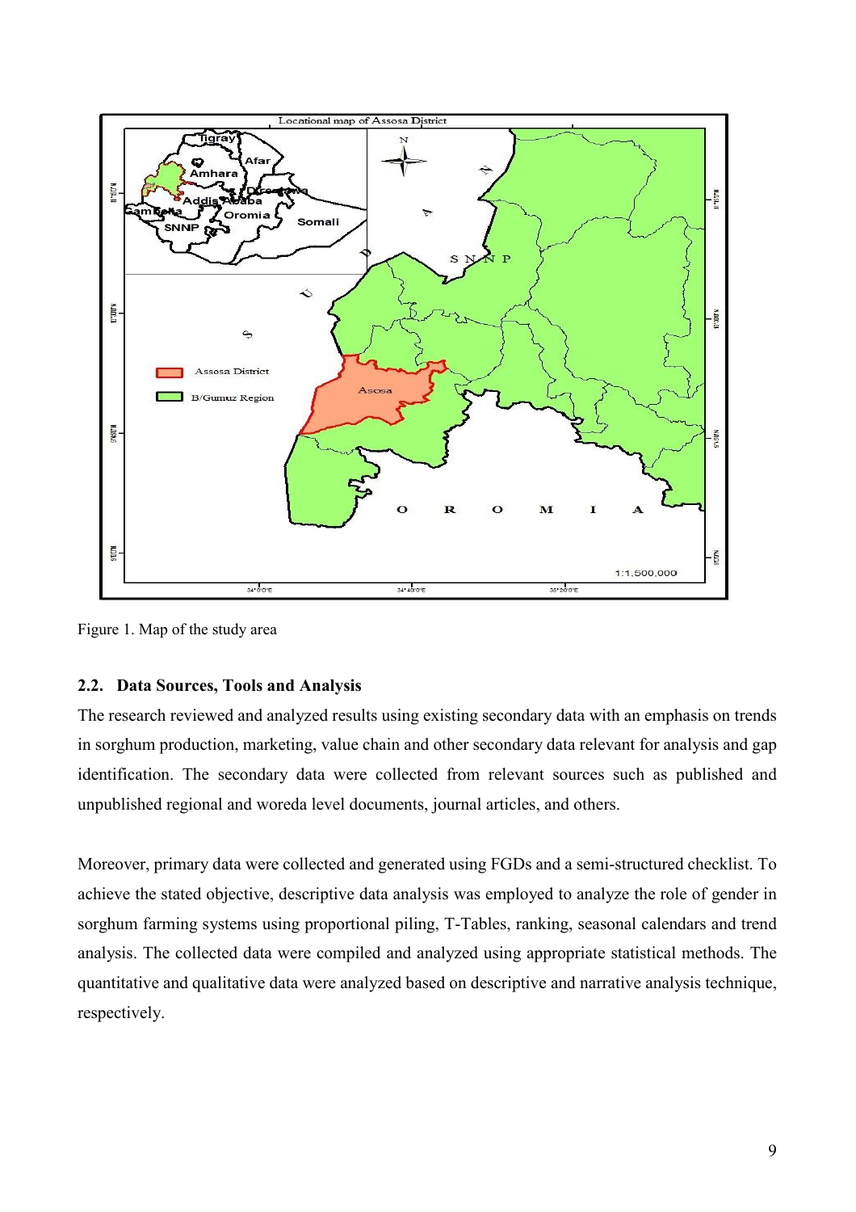Figure 1. Map of the study area

### 2.2. Data Sources, Tools and Analysis

The research reviewed and analyzed results using existing secondary data with an emphasis on trends in sorghum production, marketing, value chain and other secondary data relevant for analysis and gap identification. The secondary data were collected from relevant sources such as published and unpublished regional and woreda level documents, journal articles, and others.

Moreover, primary data were collected and generated using FGDs and a semi-structured checklist. To achieve the stated objective, descriptive data analysis was employed to analyze the role of gender in sorghum farming systems using proportional piling, T-Tables, ranking, seasonal calendars and trend analysis. The collected data were compiled and analyzed using appropriate statistical methods. The quantitative and qualitative data were analyzed based on descriptive and narrative analysis technique, respectively.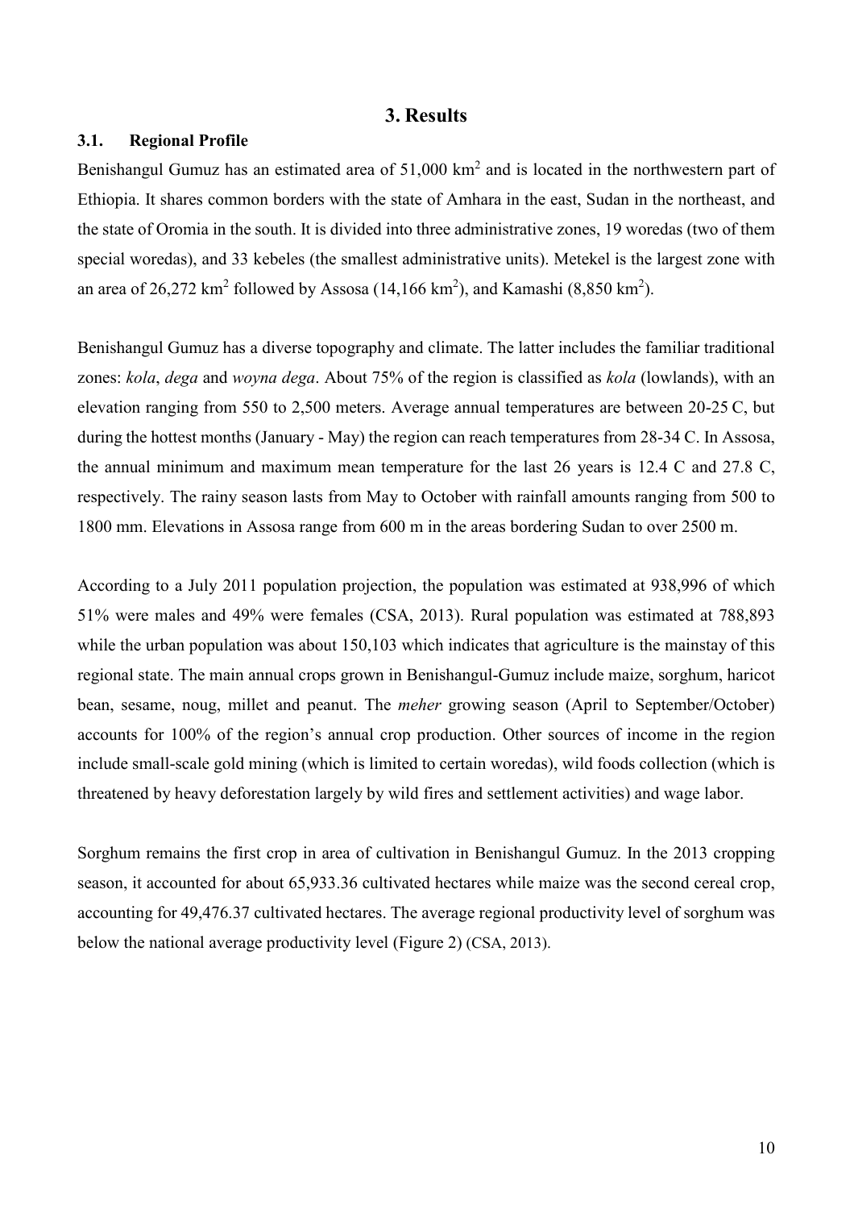# 3. Results

## 3.1. Regional Profile

Benishangul Gumuz has an estimated area of 51,000 km$^2$ and is located in the northwestern part of Ethiopia. It shares common borders with the state of Amhara in the east, Sudan in the northeast, and the state of Oromia in the south. It is divided into three administrative zones, 19 woredas (two of them special woredas), and 33 kebeles (the smallest administrative units). Metekel is the largest zone with an area of 26,272 km$^2$ followed by Assosa (14,166 km$^2$), and Kamashi (8,850 km$^2$).

Benishangul Gumuz has a diverse topography and climate. The latter includes the familiar traditional zones: *kola*, *dega* and *woyna dega*. About 75% of the region is classified as *kola* (lowlands), with an elevation ranging from 550 to 2,500 meters. Average annual temperatures are between 20-25 C, but during the hottest months (January - May) the region can reach temperatures from 28-34 C. In Assosa, the annual minimum and maximum mean temperature for the last 26 years is 12.4 C and 27.8 C, respectively. The rainy season lasts from May to October with rainfall amounts ranging from 500 to 1800 mm. Elevations in Assosa range from 600 m in the areas bordering Sudan to over 2500 m.

According to a July 2011 population projection, the population was estimated at 938,996 of which 51% were males and 49% were females (CSA, 2013). Rural population was estimated at 788,893 while the urban population was about 150,103 which indicates that agriculture is the mainstay of this regional state. The main annual crops grown in Benishangul-Gumuz include maize, sorghum, haricot bean, sesame, noug, millet and peanut. The *meher* growing season (April to September/October) accounts for 100% of the region's annual crop production. Other sources of income in the region include small-scale gold mining (which is limited to certain woredas), wild foods collection (which is threatened by heavy deforestation largely by wild fires and settlement activities) and wage labor.

Sorghum remains the first crop in area of cultivation in Benishangul Gumuz. In the 2013 cropping season, it accounted for about 65,933.36 cultivated hectares while maize was the second cereal crop, accounting for 49,476.37 cultivated hectares. The average regional productivity level of sorghum was below the national average productivity level (Figure 2) (CSA, 2013).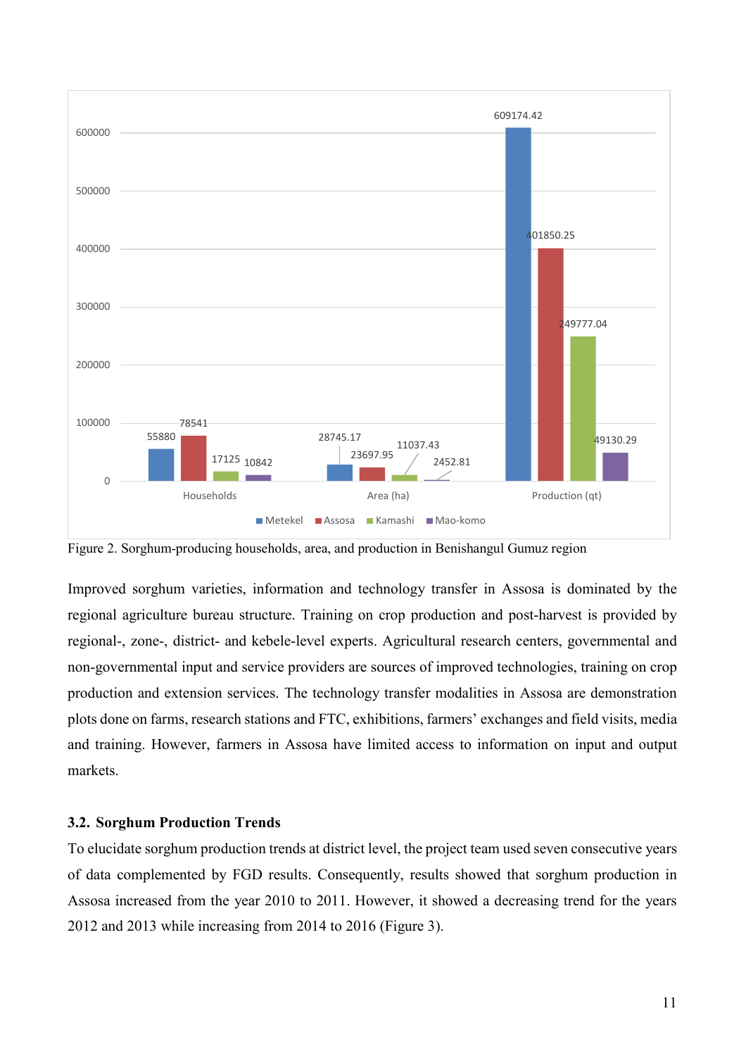| | Metekel | Assosa | Kamashi | Mao-komo |
|---|---|---|---|---|
| Households | 55880 | 78541 | 17125 | 10842 |
| Area (ha) | 28745.17 | 23697.95 | 11037.43 | 2452.81 |
| Production (qt) | 609174.42 | 401850.25 | 249777.04 | 49130.29 |

Figure 2. Sorghum-producing households, area, and production in Benishangul Gumuz region

Improved sorghum varieties, information and technology transfer in Assosa is dominated by the regional agriculture bureau structure. Training on crop production and post-harvest is provided by regional-, zone-, district- and kebele-level experts. Agricultural research centers, governmental and non-governmental input and service providers are sources of improved technologies, training on crop production and extension services. The technology transfer modalities in Assosa are demonstration plots done on farms, research stations and FTC, exhibitions, farmers' exchanges and field visits, media and training. However, farmers in Assosa have limited access to information on input and output markets.

### 3.2. Sorghum Production Trends

To elucidate sorghum production trends at district level, the project team used seven consecutive years of data complemented by FGD results. Consequently, results showed that sorghum production in Assosa increased from the year 2010 to 2011. However, it showed a decreasing trend for the years 2012 and 2013 while increasing from 2014 to 2016 (Figure 3).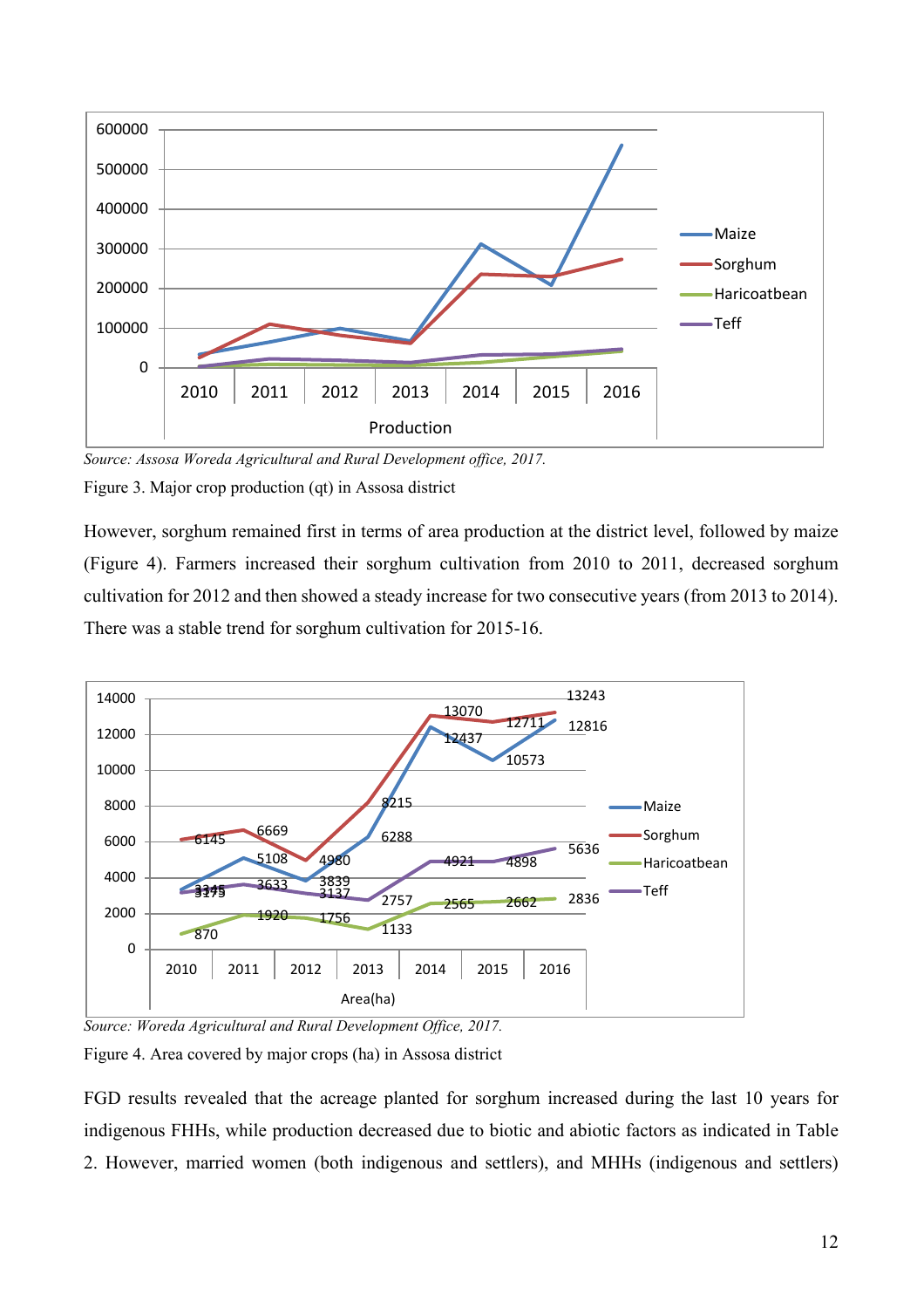Source: *Assosa Woreda Agricultural and Rural Development office, 2017.*

Figure 3. Major crop production (qt) in Assosa district

However, sorghum remained first in terms of area production at the district level, followed by maize (Figure 4). Farmers increased their sorghum cultivation from 2010 to 2011, decreased sorghum cultivation for 2012 and then showed a steady increase for two consecutive years (from 2013 to 2014). There was a stable trend for sorghum cultivation for 2015-16.

Source: *Woreda Agricultural and Rural Development Office, 2017.*

Figure 4. Area covered by major crops (ha) in Assosa district

FGD results revealed that the acreage planted for sorghum increased during the last 10 years for indigenous FHHs, while production decreased due to biotic and abiotic factors as indicated in Table 2. However, married women (both indigenous and settlers), and MHHs (indigenous and settlers)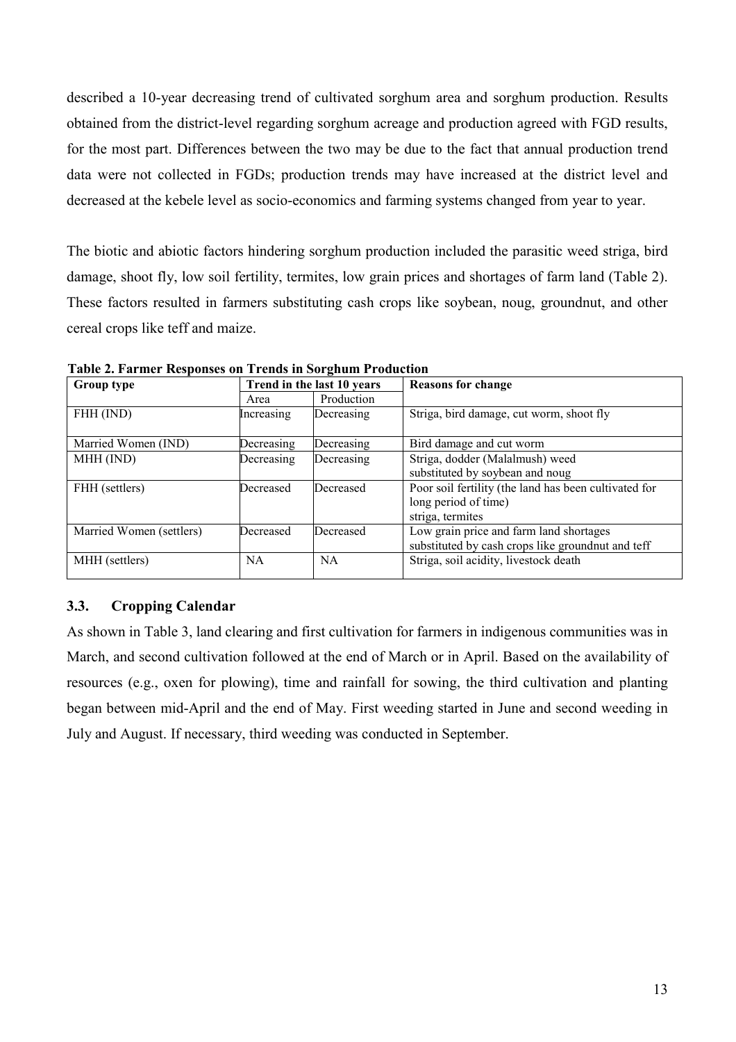described a 10-year decreasing trend of cultivated sorghum area and sorghum production. Results obtained from the district-level regarding sorghum acreage and production agreed with FGD results, for the most part. Differences between the two may be due to the fact that annual production trend data were not collected in FGDs; production trends may have increased at the district level and decreased at the kebele level as socio-economics and farming systems changed from year to year.

The biotic and abiotic factors hindering sorghum production included the parasitic weed striga, bird damage, shoot fly, low soil fertility, termites, low grain prices and shortages of farm land (Table 2). These factors resulted in farmers substituting cash crops like soybean, noug, groundnut, and other cereal crops like teff and maize.

**Table 2. Farmer Responses on Trends in Sorghum Production**

| Group type | Trend in the last 10 years | | Reasons for change |
|---|---|---|---|
| | Area | Production | |
| FHH (IND) | Increasing | Decreasing | Striga, bird damage, cut worm, shoot fly |
| Married Women (IND) | Decreasing | Decreasing | Bird damage and cut worm |
| MHH (IND) | Decreasing | Decreasing | Striga, dodder (Malalmush) weed substituted by soybean and noug |
| FHH (settlers) | Decreased | Decreased | Poor soil fertility (the land has been cultivated for long period of time) striga, termites |
| Married Women (settlers) | Decreased | Decreased | Low grain price and farm land shortages substituted by cash crops like groundnut and teff |
| MHH (settlers) | NA | NA | Striga, soil acidity, livestock death |

### 3.3. Cropping Calendar

As shown in Table 3, land clearing and first cultivation for farmers in indigenous communities was in March, and second cultivation followed at the end of March or in April. Based on the availability of resources (e.g., oxen for plowing), time and rainfall for sowing, the third cultivation and planting began between mid-April and the end of May. First weeding started in June and second weeding in July and August. If necessary, third weeding was conducted in September.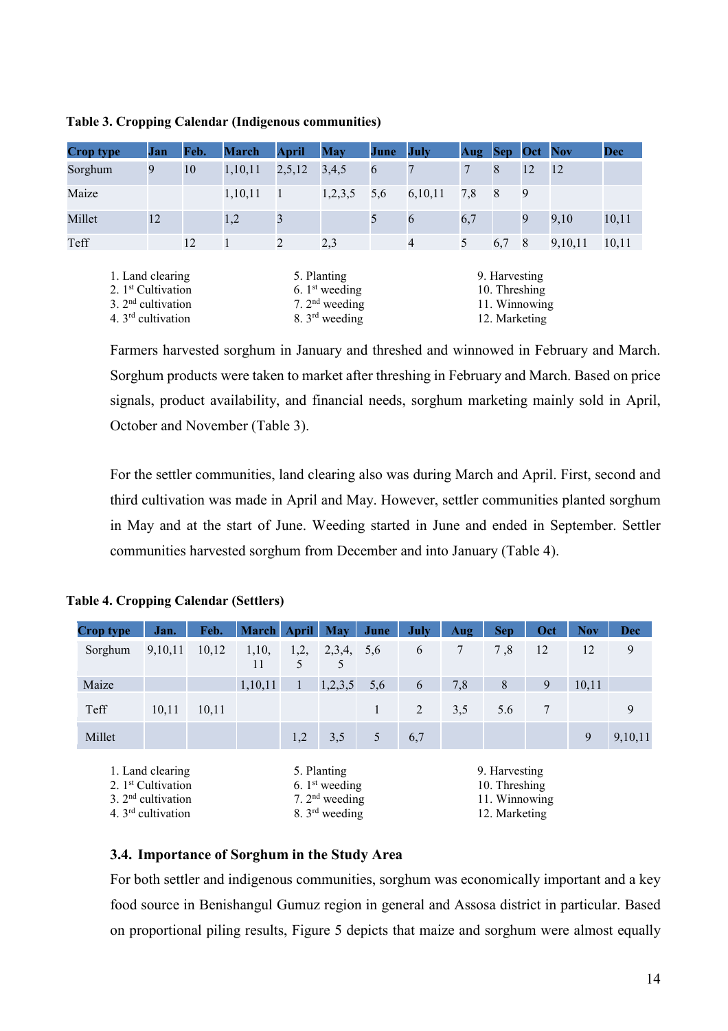**Table 3. Cropping Calendar (Indigenous communities)**

| Crop type | Jan | Feb. | March | April | May | June | July | Aug | Sep | Oct | Nov | Dec |
|---|---|---|---|---|---|---|---|---|---|---|---|---|
| Sorghum | 9 | 10 | 1,10,11 | 2,5,12 | 3,4,5 | 6 | 7 | 7 | 8 | 12 | 12 | |
| Maize | | | 1,10,11 | 1 | 1,2,3,5 | 5,6 | 6,10,11 | 7,8 | 8 | 9 | | |
| Millet | 12 | | 1,2 | 3 | | 5 | 6 | 6,7 | | 9 | 9,10 | 10,11 |
| Teff | | 12 | 1 | 2 | 2,3 | | 4 | 5 | 6,7 | 8 | 9,10,11 | 10,11 |

1. Land clearing
2. 1st Cultivation
3. 2nd cultivation
4. 3rd cultivation
5. Planting
6. 1st weeding
7. 2nd weeding
8. 3rd weeding
9. Harvesting
10. Threshing
11. Winnowing
12. Marketing

Farmers harvested sorghum in January and threshed and winnowed in February and March. Sorghum products were taken to market after threshing in February and March. Based on price signals, product availability, and financial needs, sorghum marketing mainly sold in April, October and November (Table 3).

For the settler communities, land clearing also was during March and April. First, second and third cultivation was made in April and May. However, settler communities planted sorghum in May and at the start of June. Weeding started in June and ended in September. Settler communities harvested sorghum from December and into January (Table 4).

**Table 4. Cropping Calendar (Settlers)**

| Crop type | Jan. | Feb. | March | April | May | June | July | Aug | Sep | Oct | Nov | Dec |
|---|---|---|---|---|---|---|---|---|---|---|---|---|
| Sorghum | 9,10,11 | 10,12 | 1,10, 11 | 1,2, 5 | 2,3,4, 5 | 5,6 | 6 | 7 | 7 ,8 | 12 | 12 | 9 |
| Maize | | | 1,10,11 | 1 | 1,2,3,5 | 5,6 | 6 | 7,8 | 8 | 9 | 10,11 | |
| Teff | 10,11 | 10,11 | | | | 1 | 2 | 3,5 | 5.6 | 7 | | 9 |
| Millet | | | | 1,2 | 3,5 | 5 | 6,7 | | | | 9 | 9,10,11 |

1. Land clearing
2. 1st Cultivation
3. 2nd cultivation
4. 3rd cultivation
5. Planting
6. 1st weeding
7. 2nd weeding
8. 3rd weeding
9. Harvesting
10. Threshing
11. Winnowing
12. Marketing

### 3.4. Importance of Sorghum in the Study Area

For both settler and indigenous communities, sorghum was economically important and a key food source in Benishangul Gumuz region in general and Assosa district in particular. Based on proportional piling results, Figure 5 depicts that maize and sorghum were almost equally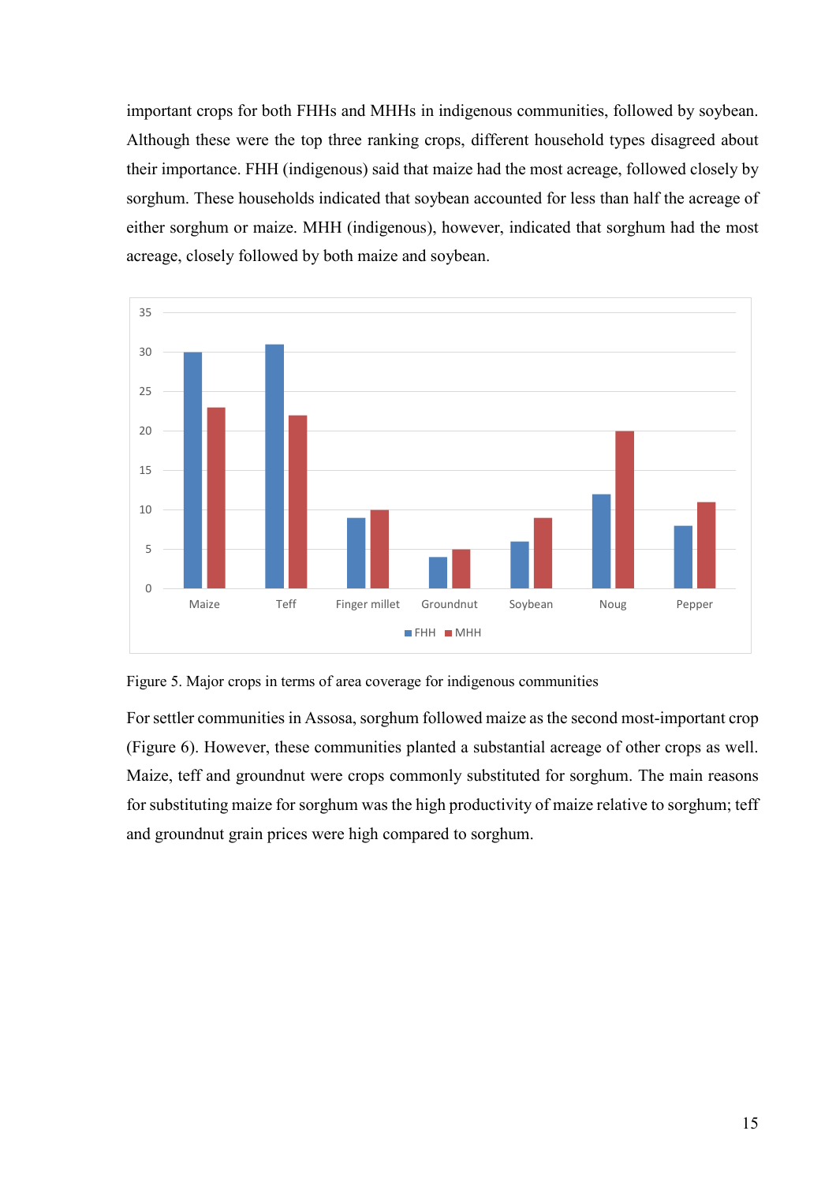important crops for both FHHs and MHHs in indigenous communities, followed by soybean. Although these were the top three ranking crops, different household types disagreed about their importance. FHH (indigenous) said that maize had the most acreage, followed closely by sorghum. These households indicated that soybean accounted for less than half the acreage of either sorghum or maize. MHH (indigenous), however, indicated that sorghum had the most acreage, closely followed by both maize and soybean.

Figure 5. Major crops in terms of area coverage for indigenous communities

For settler communities in Assosa, sorghum followed maize as the second most-important crop (Figure 6). However, these communities planted a substantial acreage of other crops as well. Maize, teff and groundnut were crops commonly substituted for sorghum. The main reasons for substituting maize for sorghum was the high productivity of maize relative to sorghum; teff and groundnut grain prices were high compared to sorghum.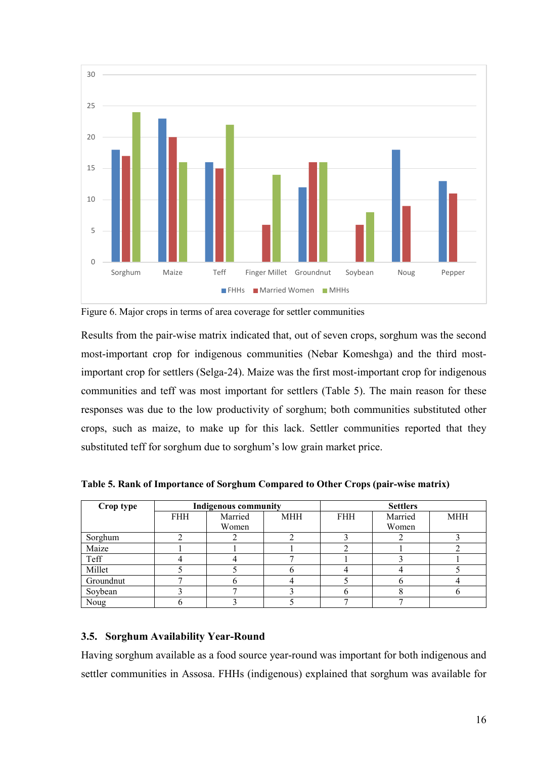Figure 6. Major crops in terms of area coverage for settler communities

Results from the pair-wise matrix indicated that, out of seven crops, sorghum was the second most-important crop for indigenous communities (Nebar Komeshga) and the third most-important crop for settlers (Selga-24). Maize was the first most-important crop for indigenous communities and teff was most important for settlers (Table 5). The main reason for these responses was due to the low productivity of sorghum; both communities substituted other crops, such as maize, to make up for this lack. Settler communities reported that they substituted teff for sorghum due to sorghum's low grain market price.

**Table 5. Rank of Importance of Sorghum Compared to Other Crops (pair-wise matrix)**

| Crop type | Indigenous community | | | Settlers | | |
|---|---|---|---|---|---|---|
| | FHH | Married Women | MHH | FHH | Married Women | MHH |
| Sorghum | 2 | 2 | 2 | 3 | 2 | 3 |
| Maize | 1 | 1 | 1 | 2 | 1 | 2 |
| Teff | 4 | 4 | 7 | 1 | 3 | 1 |
| Millet | 5 | 5 | 6 | 4 | 4 | 5 |
| Groundnut | 7 | 6 | 4 | 5 | 6 | 4 |
| Soybean | 3 | 7 | 3 | 6 | 8 | 6 |
| Noug | 6 | 3 | 5 | 7 | 7 | |

### 3.5. Sorghum Availability Year-Round

Having sorghum available as a food source year-round was important for both indigenous and settler communities in Assosa. FHHs (indigenous) explained that sorghum was available for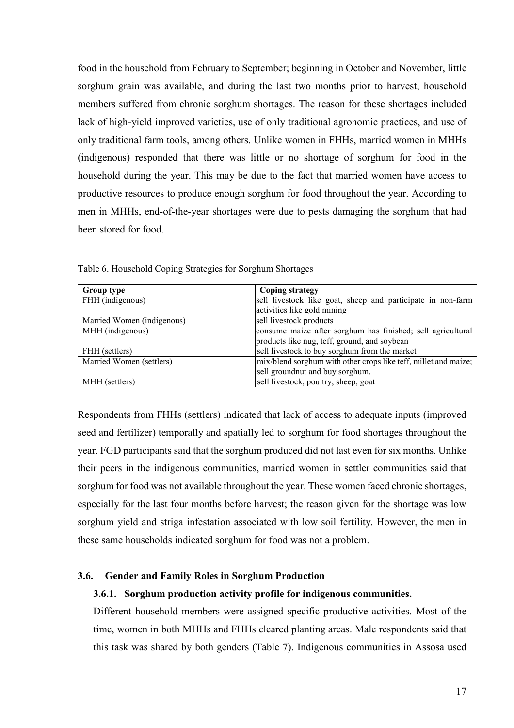food in the household from February to September; beginning in October and November, little sorghum grain was available, and during the last two months prior to harvest, household members suffered from chronic sorghum shortages. The reason for these shortages included lack of high-yield improved varieties, use of only traditional agronomic practices, and use of only traditional farm tools, among others. Unlike women in FHHs, married women in MHHs (indigenous) responded that there was little or no shortage of sorghum for food in the household during the year. This may be due to the fact that married women have access to productive resources to produce enough sorghum for food throughout the year. According to men in MHHs, end-of-the-year shortages were due to pests damaging the sorghum that had been stored for food.

Table 6. Household Coping Strategies for Sorghum Shortages

| Group type | Coping strategy |
|---|---|
| FHH (indigenous) | sell livestock like goat, sheep and participate in non-farm activities like gold mining |
| Married Women (indigenous) | sell livestock products |
| MHH (indigenous) | consume maize after sorghum has finished; sell agricultural products like nug, teff, ground, and soybean |
| FHH (settlers) | sell livestock to buy sorghum from the market |
| Married Women (settlers) | mix/blend sorghum with other crops like teff, millet and maize; sell groundnut and buy sorghum. |
| MHH (settlers) | sell livestock, poultry, sheep, goat |

Respondents from FHHs (settlers) indicated that lack of access to adequate inputs (improved seed and fertilizer) temporally and spatially led to sorghum for food shortages throughout the year. FGD participants said that the sorghum produced did not last even for six months. Unlike their peers in the indigenous communities, married women in settler communities said that sorghum for food was not available throughout the year. These women faced chronic shortages, especially for the last four months before harvest; the reason given for the shortage was low sorghum yield and striga infestation associated with low soil fertility. However, the men in these same households indicated sorghum for food was not a problem.

## 3.6. Gender and Family Roles in Sorghum Production

### 3.6.1. Sorghum production activity profile for indigenous communities.

Different household members were assigned specific productive activities. Most of the time, women in both MHHs and FHHs cleared planting areas. Male respondents said that this task was shared by both genders (Table 7). Indigenous communities in Assosa used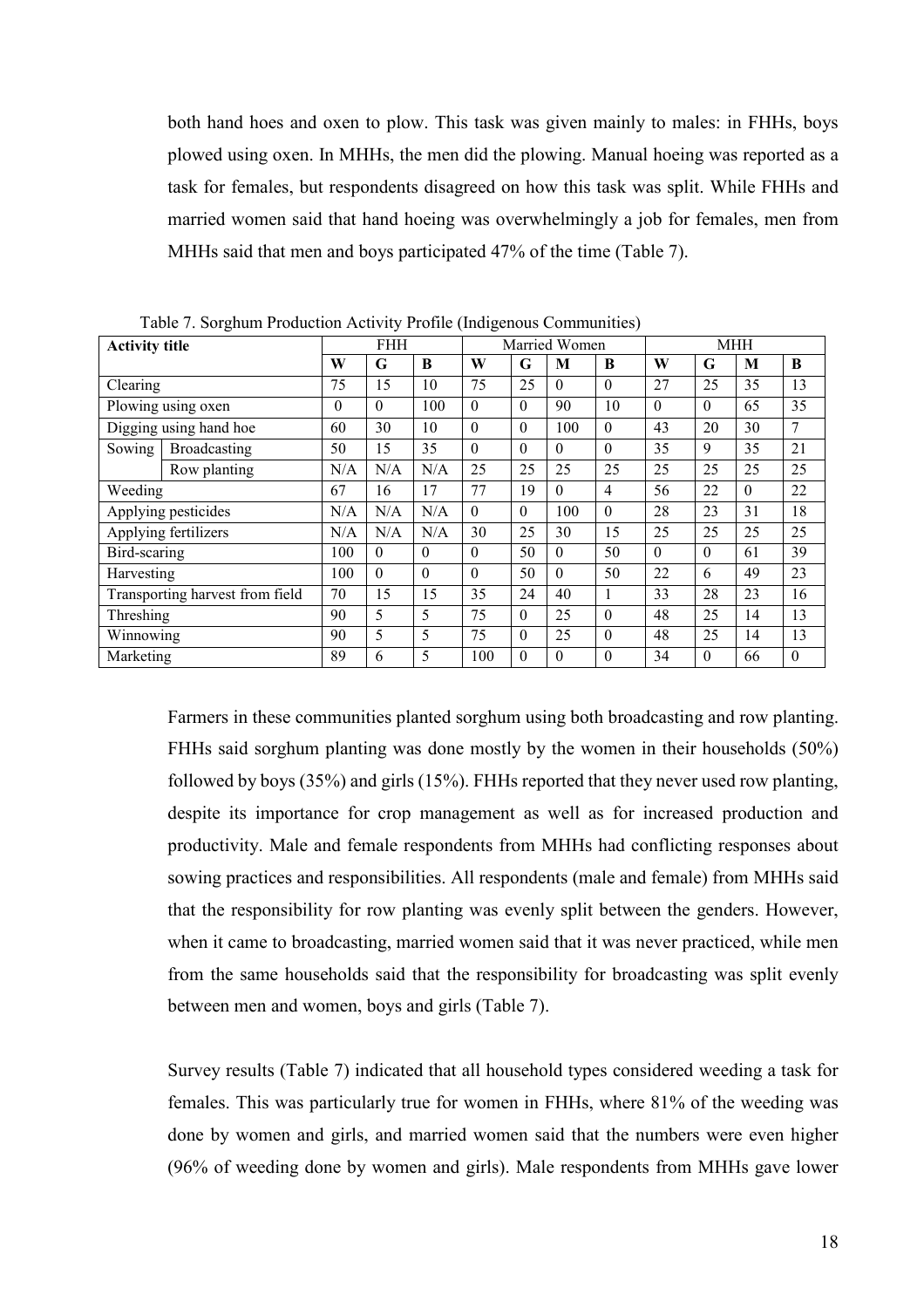both hand hoes and oxen to plow. This task was given mainly to males: in FHHs, boys plowed using oxen. In MHHs, the men did the plowing. Manual hoeing was reported as a task for females, but respondents disagreed on how this task was split. While FHHs and married women said that hand hoeing was overwhelmingly a job for females, men from MHHs said that men and boys participated 47% of the time (Table 7).

Table 7. Sorghum Production Activity Profile (Indigenous Communities)

| Activity title | | FHH | | | Married Women | | | | MHH | | | |
|---|---|---|---|---|---|---|---|---|---|---|---|---|
| | | W | G | B | W | G | M | B | W | G | M | B |
| Clearing | | 75 | 15 | 10 | 75 | 25 | 0 | 0 | 27 | 25 | 35 | 13 |
| Plowing using oxen | | 0 | 0 | 100 | 0 | 0 | 90 | 10 | 0 | 0 | 65 | 35 |
| Digging using hand hoe | | 60 | 30 | 10 | 0 | 0 | 100 | 0 | 43 | 20 | 30 | 7 |
| Sowing | Broadcasting | 50 | 15 | 35 | 0 | 0 | 0 | 0 | 35 | 9 | 35 | 21 |
| | Row planting | N/A | N/A | N/A | 25 | 25 | 25 | 25 | 25 | 25 | 25 | 25 |
| Weeding | | 67 | 16 | 17 | 77 | 19 | 0 | 4 | 56 | 22 | 0 | 22 |
| Applying pesticides | | N/A | N/A | N/A | 0 | 0 | 100 | 0 | 28 | 23 | 31 | 18 |
| Applying fertilizers | | N/A | N/A | N/A | 30 | 25 | 30 | 15 | 25 | 25 | 25 | 25 |
| Bird-scaring | | 100 | 0 | 0 | 0 | 50 | 0 | 50 | 0 | 0 | 61 | 39 |
| Harvesting | | 100 | 0 | 0 | 0 | 50 | 0 | 50 | 22 | 6 | 49 | 23 |
| Transporting harvest from field | | 70 | 15 | 15 | 35 | 24 | 40 | 1 | 33 | 28 | 23 | 16 |
| Threshing | | 90 | 5 | 5 | 75 | 0 | 25 | 0 | 48 | 25 | 14 | 13 |
| Winnowing | | 90 | 5 | 5 | 75 | 0 | 25 | 0 | 48 | 25 | 14 | 13 |
| Marketing | | 89 | 6 | 5 | 100 | 0 | 0 | 0 | 34 | 0 | 66 | 0 |

Farmers in these communities planted sorghum using both broadcasting and row planting. FHHs said sorghum planting was done mostly by the women in their households (50%) followed by boys (35%) and girls (15%). FHHs reported that they never used row planting, despite its importance for crop management as well as for increased production and productivity. Male and female respondents from MHHs had conflicting responses about sowing practices and responsibilities. All respondents (male and female) from MHHs said that the responsibility for row planting was evenly split between the genders. However, when it came to broadcasting, married women said that it was never practiced, while men from the same households said that the responsibility for broadcasting was split evenly between men and women, boys and girls (Table 7).

Survey results (Table 7) indicated that all household types considered weeding a task for females. This was particularly true for women in FHHs, where 81% of the weeding was done by women and girls, and married women said that the numbers were even higher (96% of weeding done by women and girls). Male respondents from MHHs gave lower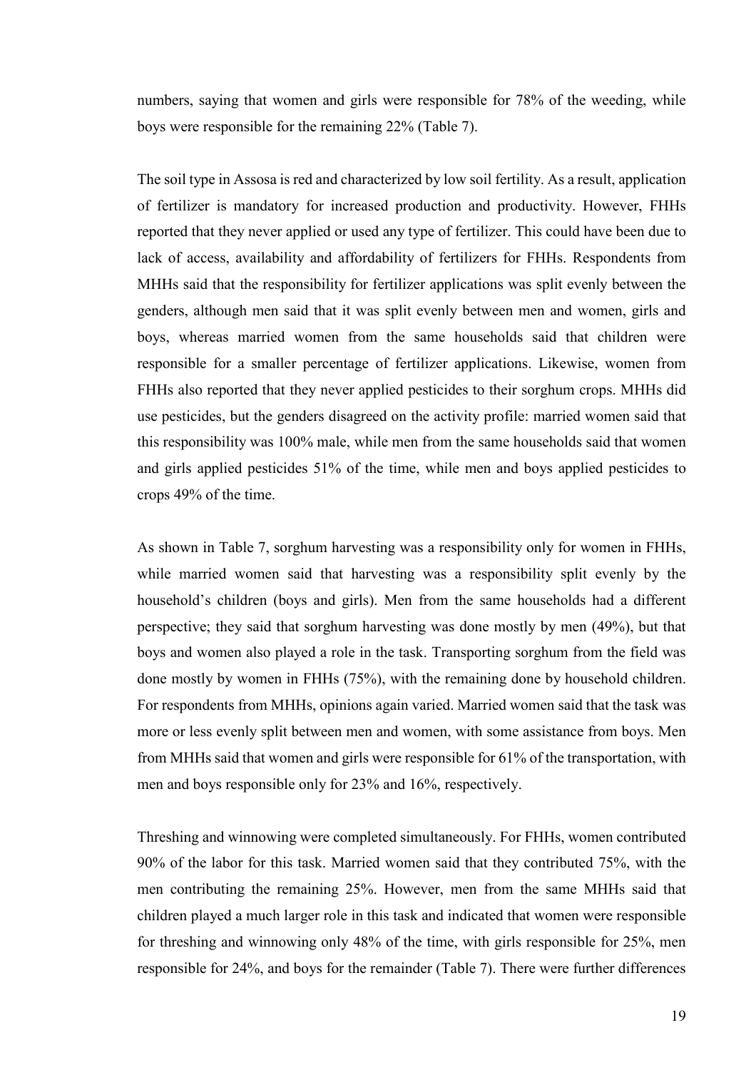numbers, saying that women and girls were responsible for 78% of the weeding, while boys were responsible for the remaining 22% (Table 7).

The soil type in Assosa is red and characterized by low soil fertility. As a result, application of fertilizer is mandatory for increased production and productivity. However, FHHs reported that they never applied or used any type of fertilizer. This could have been due to lack of access, availability and affordability of fertilizers for FHHs. Respondents from MHHs said that the responsibility for fertilizer applications was split evenly between the genders, although men said that it was split evenly between men and women, girls and boys, whereas married women from the same households said that children were responsible for a smaller percentage of fertilizer applications. Likewise, women from FHHs also reported that they never applied pesticides to their sorghum crops. MHHs did use pesticides, but the genders disagreed on the activity profile: married women said that this responsibility was 100% male, while men from the same households said that women and girls applied pesticides 51% of the time, while men and boys applied pesticides to crops 49% of the time.

As shown in Table 7, sorghum harvesting was a responsibility only for women in FHHs, while married women said that harvesting was a responsibility split evenly by the household's children (boys and girls). Men from the same households had a different perspective; they said that sorghum harvesting was done mostly by men (49%), but that boys and women also played a role in the task. Transporting sorghum from the field was done mostly by women in FHHs (75%), with the remaining done by household children. For respondents from MHHs, opinions again varied. Married women said that the task was more or less evenly split between men and women, with some assistance from boys. Men from MHHs said that women and girls were responsible for 61% of the transportation, with men and boys responsible only for 23% and 16%, respectively.

Threshing and winnowing were completed simultaneously. For FHHs, women contributed 90% of the labor for this task. Married women said that they contributed 75%, with the men contributing the remaining 25%. However, men from the same MHHs said that children played a much larger role in this task and indicated that women were responsible for threshing and winnowing only 48% of the time, with girls responsible for 25%, men responsible for 24%, and boys for the remainder (Table 7). There were further differences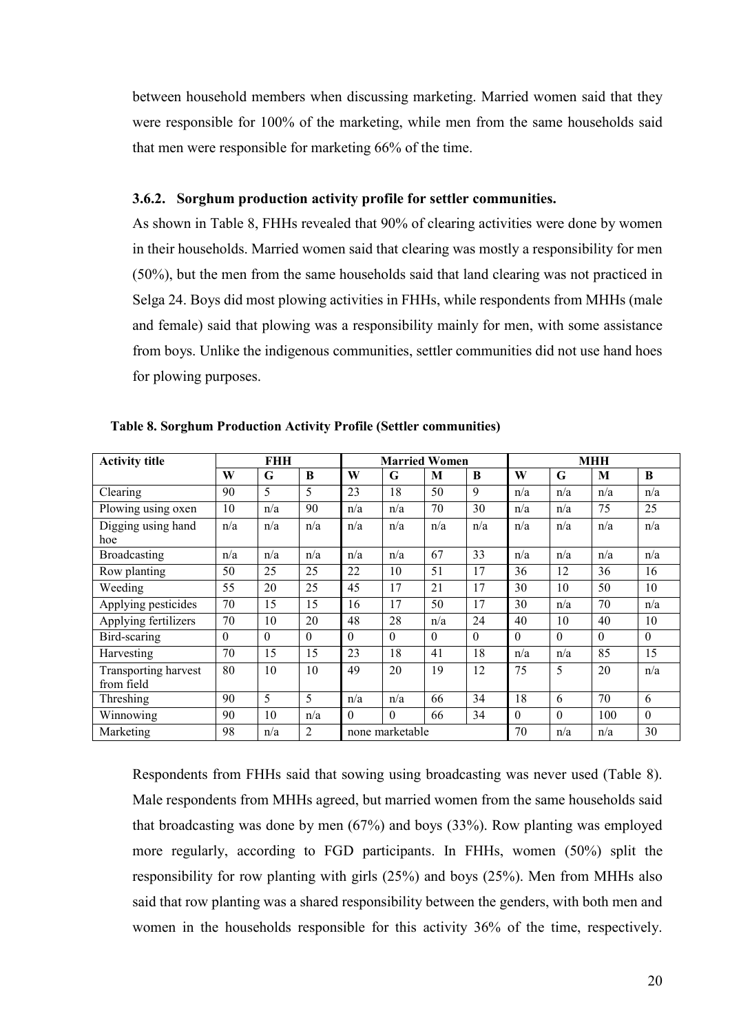between household members when discussing marketing. Married women said that they were responsible for 100% of the marketing, while men from the same households said that men were responsible for marketing 66% of the time.

### 3.6.2. Sorghum production activity profile for settler communities.

As shown in Table 8, FHHs revealed that 90% of clearing activities were done by women in their households. Married women said that clearing was mostly a responsibility for men (50%), but the men from the same households said that land clearing was not practiced in Selga 24. Boys did most plowing activities in FHHs, while respondents from MHHs (male and female) said that plowing was a responsibility mainly for men, with some assistance from boys. Unlike the indigenous communities, settler communities did not use hand hoes for plowing purposes.

**Table 8. Sorghum Production Activity Profile (Settler communities)**

| Activity title | FHH | | | Married Women | | | | MHH | | | |
|---|---|---|---|---|---|---|---|---|---|---|---|
| | W | G | B | W | G | M | B | W | G | M | B |
| Clearing | 90 | 5 | 5 | 23 | 18 | 50 | 9 | n/a | n/a | n/a | n/a |
| Plowing using oxen | 10 | n/a | 90 | n/a | n/a | 70 | 30 | n/a | n/a | 75 | 25 |
| Digging using hand hoe | n/a | n/a | n/a | n/a | n/a | n/a | n/a | n/a | n/a | n/a | n/a |
| Broadcasting | n/a | n/a | n/a | n/a | n/a | 67 | 33 | n/a | n/a | n/a | n/a |
| Row planting | 50 | 25 | 25 | 22 | 10 | 51 | 17 | 36 | 12 | 36 | 16 |
| Weeding | 55 | 20 | 25 | 45 | 17 | 21 | 17 | 30 | 10 | 50 | 10 |
| Applying pesticides | 70 | 15 | 15 | 16 | 17 | 50 | 17 | 30 | n/a | 70 | n/a |
| Applying fertilizers | 70 | 10 | 20 | 48 | 28 | n/a | 24 | 40 | 10 | 40 | 10 |
| Bird-scaring | 0 | 0 | 0 | 0 | 0 | 0 | 0 | 0 | 0 | 0 | 0 |
| Harvesting | 70 | 15 | 15 | 23 | 18 | 41 | 18 | n/a | n/a | 85 | 15 |
| Transporting harvest from field | 80 | 10 | 10 | 49 | 20 | 19 | 12 | 75 | 5 | 20 | n/a |
| Threshing | 90 | 5 | 5 | n/a | n/a | 66 | 34 | 18 | 6 | 70 | 6 |
| Winnowing | 90 | 10 | n/a | 0 | 0 | 66 | 34 | 0 | 0 | 100 | 0 |
| Marketing | 98 | n/a | 2 | none marketable | | | | 70 | n/a | n/a | 30 |

Respondents from FHHs said that sowing using broadcasting was never used (Table 8). Male respondents from MHHs agreed, but married women from the same households said that broadcasting was done by men (67%) and boys (33%). Row planting was employed more regularly, according to FGD participants. In FHHs, women (50%) split the responsibility for row planting with girls (25%) and boys (25%). Men from MHHs also said that row planting was a shared responsibility between the genders, with both men and women in the households responsible for this activity 36% of the time, respectively.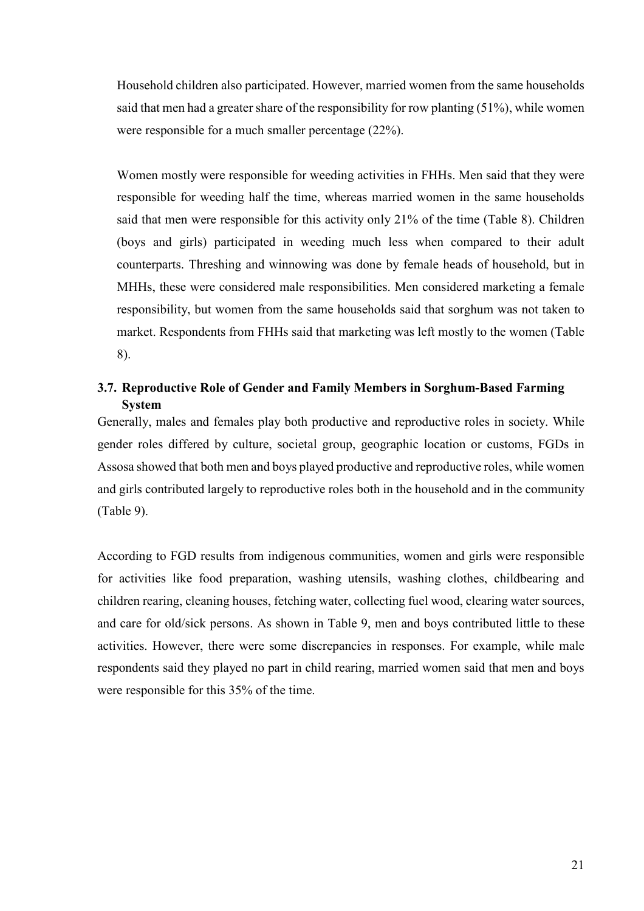Household children also participated. However, married women from the same households said that men had a greater share of the responsibility for row planting (51%), while women were responsible for a much smaller percentage (22%).

Women mostly were responsible for weeding activities in FHHs. Men said that they were responsible for weeding half the time, whereas married women in the same households said that men were responsible for this activity only 21% of the time (Table 8). Children (boys and girls) participated in weeding much less when compared to their adult counterparts. Threshing and winnowing was done by female heads of household, but in MHHs, these were considered male responsibilities. Men considered marketing a female responsibility, but women from the same households said that sorghum was not taken to market. Respondents from FHHs said that marketing was left mostly to the women (Table 8).

### 3.7. Reproductive Role of Gender and Family Members in Sorghum-Based Farming System

Generally, males and females play both productive and reproductive roles in society. While gender roles differed by culture, societal group, geographic location or customs, FGDs in Assosa showed that both men and boys played productive and reproductive roles, while women and girls contributed largely to reproductive roles both in the household and in the community (Table 9).

According to FGD results from indigenous communities, women and girls were responsible for activities like food preparation, washing utensils, washing clothes, childbearing and children rearing, cleaning houses, fetching water, collecting fuel wood, clearing water sources, and care for old/sick persons. As shown in Table 9, men and boys contributed little to these activities. However, there were some discrepancies in responses. For example, while male respondents said they played no part in child rearing, married women said that men and boys were responsible for this 35% of the time.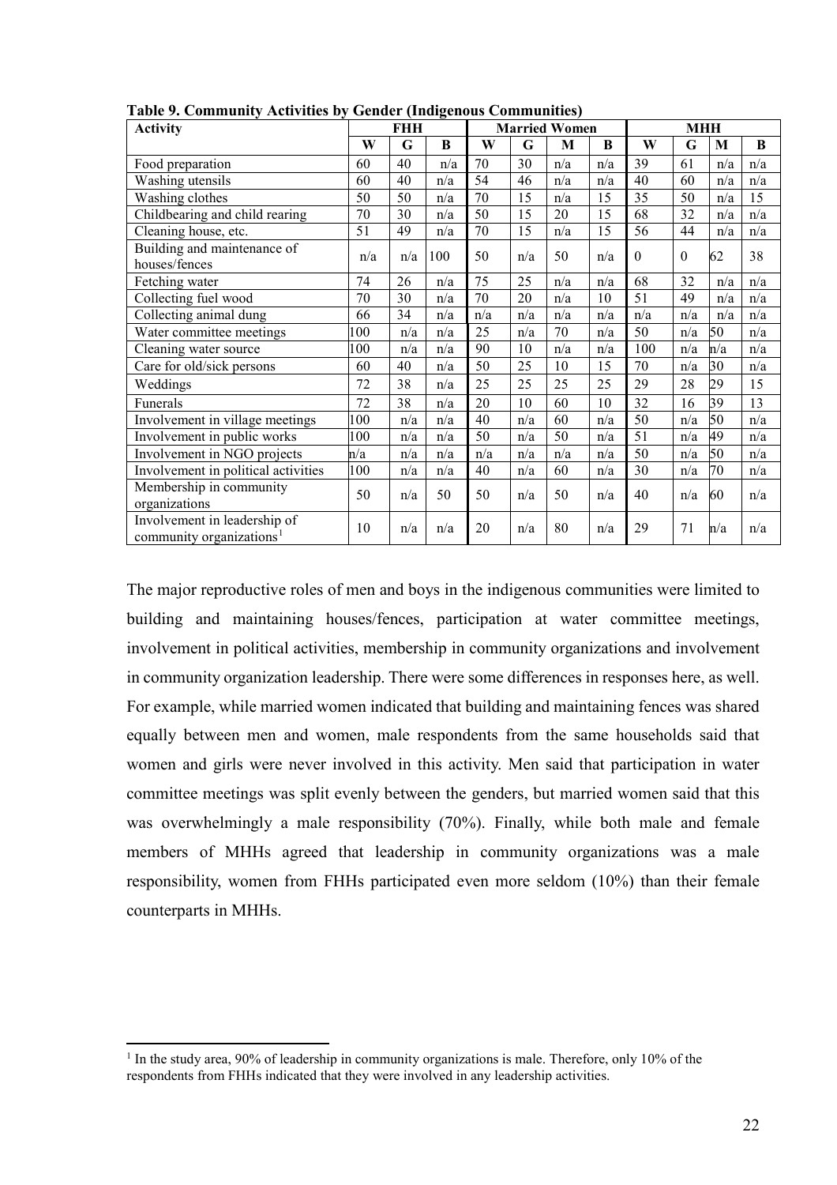**Table 9. Community Activities by Gender (Indigenous Communities)**

| Activity | FHH | | | Married Women | | | | MHH | | | |
|---|---|---|---|---|---|---|---|---|---|---|---|
| | W | G | B | W | G | M | B | W | G | M | B |
| Food preparation | 60 | 40 | n/a | 70 | 30 | n/a | n/a | 39 | 61 | n/a | n/a |
| Washing utensils | 60 | 40 | n/a | 54 | 46 | n/a | n/a | 40 | 60 | n/a | n/a |
| Washing clothes | 50 | 50 | n/a | 70 | 15 | n/a | 15 | 35 | 50 | n/a | 15 |
| Childbearing and child rearing | 70 | 30 | n/a | 50 | 15 | 20 | 15 | 68 | 32 | n/a | n/a |
| Cleaning house, etc. | 51 | 49 | n/a | 70 | 15 | n/a | 15 | 56 | 44 | n/a | n/a |
| Building and maintenance of houses/fences | n/a | n/a | 100 | 50 | n/a | 50 | n/a | 0 | 0 | 62 | 38 |
| Fetching water | 74 | 26 | n/a | 75 | 25 | n/a | n/a | 68 | 32 | n/a | n/a |
| Collecting fuel wood | 70 | 30 | n/a | 70 | 20 | n/a | 10 | 51 | 49 | n/a | n/a |
| Collecting animal dung | 66 | 34 | n/a | n/a | n/a | n/a | n/a | n/a | n/a | n/a | n/a |
| Water committee meetings | 100 | n/a | n/a | 25 | n/a | 70 | n/a | 50 | n/a | 50 | n/a |
| Cleaning water source | 100 | n/a | n/a | 90 | 10 | n/a | n/a | 100 | n/a | n/a | n/a |
| Care for old/sick persons | 60 | 40 | n/a | 50 | 25 | 10 | 15 | 70 | n/a | 30 | n/a |
| Weddings | 72 | 38 | n/a | 25 | 25 | 25 | 25 | 29 | 28 | 29 | 15 |
| Funerals | 72 | 38 | n/a | 20 | 10 | 60 | 10 | 32 | 16 | 39 | 13 |
| Involvement in village meetings | 100 | n/a | n/a | 40 | n/a | 60 | n/a | 50 | n/a | 50 | n/a |
| Involvement in public works | 100 | n/a | n/a | 50 | n/a | 50 | n/a | 51 | n/a | 49 | n/a |
| Involvement in NGO projects | n/a | n/a | n/a | n/a | n/a | n/a | n/a | 50 | n/a | 50 | n/a |
| Involvement in political activities | 100 | n/a | n/a | 40 | n/a | 60 | n/a | 30 | n/a | 70 | n/a |
| Membership in community organizations | 50 | n/a | 50 | 50 | n/a | 50 | n/a | 40 | n/a | 60 | n/a |
| Involvement in leadership of community organizations[1] | 10 | n/a | n/a | 20 | n/a | 80 | n/a | 29 | 71 | n/a | n/a |

The major reproductive roles of men and boys in the indigenous communities were limited to building and maintaining houses/fences, participation at water committee meetings, involvement in political activities, membership in community organizations and involvement in community organization leadership. There were some differences in responses here, as well. For example, while married women indicated that building and maintaining fences was shared equally between men and women, male respondents from the same households said that women and girls were never involved in this activity. Men said that participation in water committee meetings was split evenly between the genders, but married women said that this was overwhelmingly a male responsibility (70%). Finally, while both male and female members of MHHs agreed that leadership in community organizations was a male responsibility, women from FHHs participated even more seldom (10%) than their female counterparts in MHHs.

[1] In the study area, 90% of leadership in community organizations is male. Therefore, only 10% of the respondents from FHHs indicated that they were involved in any leadership activities.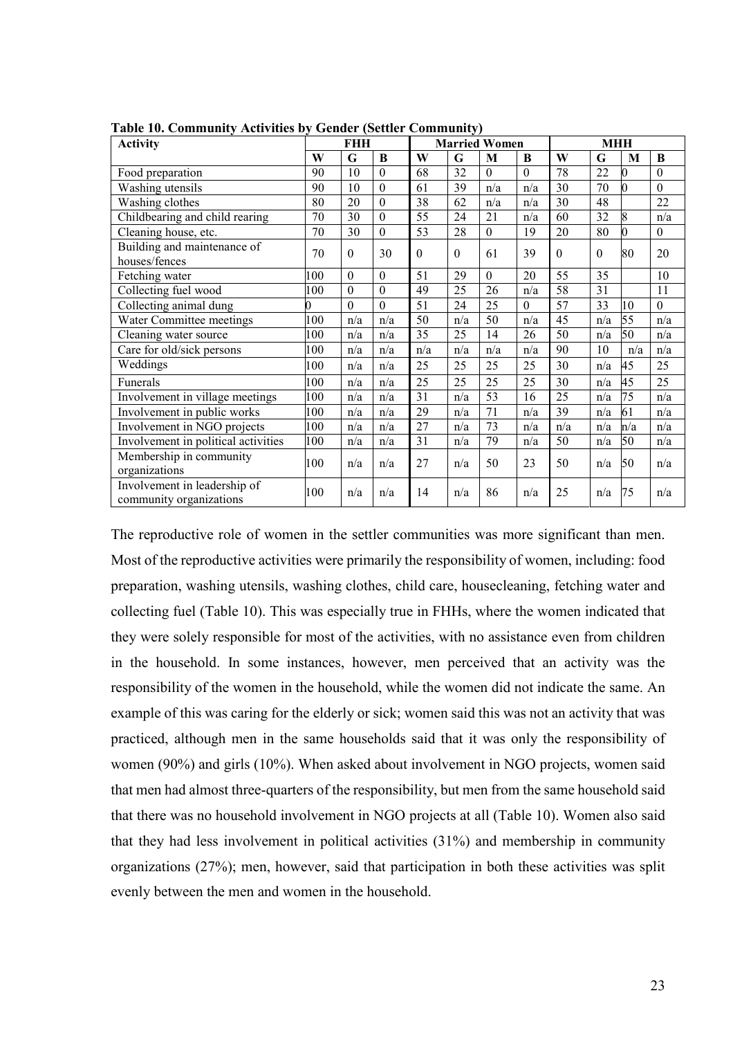**Table 10. Community Activities by Gender (Settler Community)**

| Activity | FHH | | | Married Women | | | | MHH | | | |
|---|---|---|---|---|---|---|---|---|---|---|---|
| | W | G | B | W | G | M | B | W | G | M | B |
| Food preparation | 90 | 10 | 0 | 68 | 32 | 0 | 0 | 78 | 22 | 0 | 0 |
| Washing utensils | 90 | 10 | 0 | 61 | 39 | n/a | n/a | 30 | 70 | 0 | 0 |
| Washing clothes | 80 | 20 | 0 | 38 | 62 | n/a | n/a | 30 | 48 | | 22 |
| Childbearing and child rearing | 70 | 30 | 0 | 55 | 24 | 21 | n/a | 60 | 32 | 8 | n/a |
| Cleaning house, etc. | 70 | 30 | 0 | 53 | 28 | 0 | 19 | 20 | 80 | 0 | 0 |
| Building and maintenance of houses/fences | 70 | 0 | 30 | 0 | 0 | 61 | 39 | 0 | 0 | 80 | 20 |
| Fetching water | 100 | 0 | 0 | 51 | 29 | 0 | 20 | 55 | 35 | | 10 |
| Collecting fuel wood | 100 | 0 | 0 | 49 | 25 | 26 | n/a | 58 | 31 | | 11 |
| Collecting animal dung | 0 | 0 | 0 | 51 | 24 | 25 | 0 | 57 | 33 | 10 | 0 |
| Water Committee meetings | 100 | n/a | n/a | 50 | n/a | 50 | n/a | 45 | n/a | 55 | n/a |
| Cleaning water source | 100 | n/a | n/a | 35 | 25 | 14 | 26 | 50 | n/a | 50 | n/a |
| Care for old/sick persons | 100 | n/a | n/a | n/a | n/a | n/a | n/a | 90 | 10 | n/a | n/a |
| Weddings | 100 | n/a | n/a | 25 | 25 | 25 | 25 | 30 | n/a | 45 | 25 |
| Funerals | 100 | n/a | n/a | 25 | 25 | 25 | 25 | 30 | n/a | 45 | 25 |
| Involvement in village meetings | 100 | n/a | n/a | 31 | n/a | 53 | 16 | 25 | n/a | 75 | n/a |
| Involvement in public works | 100 | n/a | n/a | 29 | n/a | 71 | n/a | 39 | n/a | 61 | n/a |
| Involvement in NGO projects | 100 | n/a | n/a | 27 | n/a | 73 | n/a | n/a | n/a | n/a | n/a |
| Involvement in political activities | 100 | n/a | n/a | 31 | n/a | 79 | n/a | 50 | n/a | 50 | n/a |
| Membership in community organizations | 100 | n/a | n/a | 27 | n/a | 50 | 23 | 50 | n/a | 50 | n/a |
| Involvement in leadership of community organizations | 100 | n/a | n/a | 14 | n/a | 86 | n/a | 25 | n/a | 75 | n/a |

The reproductive role of women in the settler communities was more significant than men. Most of the reproductive activities were primarily the responsibility of women, including: food preparation, washing utensils, washing clothes, child care, housecleaning, fetching water and collecting fuel (Table 10). This was especially true in FHHs, where the women indicated that they were solely responsible for most of the activities, with no assistance even from children in the household. In some instances, however, men perceived that an activity was the responsibility of the women in the household, while the women did not indicate the same. An example of this was caring for the elderly or sick; women said this was not an activity that was practiced, although men in the same households said that it was only the responsibility of women (90%) and girls (10%). When asked about involvement in NGO projects, women said that men had almost three-quarters of the responsibility, but men from the same household said that there was no household involvement in NGO projects at all (Table 10). Women also said that they had less involvement in political activities (31%) and membership in community organizations (27%); men, however, said that participation in both these activities was split evenly between the men and women in the household.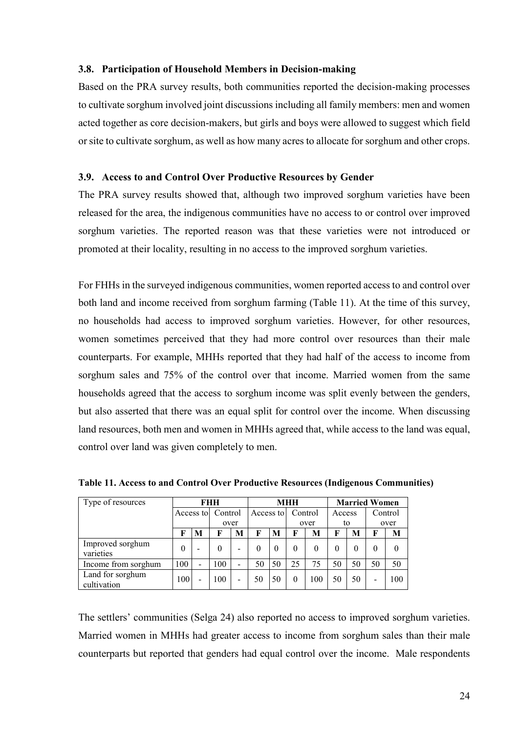### 3.8. Participation of Household Members in Decision-making

Based on the PRA survey results, both communities reported the decision-making processes to cultivate sorghum involved joint discussions including all family members: men and women acted together as core decision-makers, but girls and boys were allowed to suggest which field or site to cultivate sorghum, as well as how many acres to allocate for sorghum and other crops.

### 3.9. Access to and Control Over Productive Resources by Gender

The PRA survey results showed that, although two improved sorghum varieties have been released for the area, the indigenous communities have no access to or control over improved sorghum varieties. The reported reason was that these varieties were not introduced or promoted at their locality, resulting in no access to the improved sorghum varieties.

For FHHs in the surveyed indigenous communities, women reported access to and control over both land and income received from sorghum farming (Table 11). At the time of this survey, no households had access to improved sorghum varieties. However, for other resources, women sometimes perceived that they had more control over resources than their male counterparts. For example, MHHs reported that they had half of the access to income from sorghum sales and 75% of the control over that income. Married women from the same households agreed that the access to sorghum income was split evenly between the genders, but also asserted that there was an equal split for control over the income. When discussing land resources, both men and women in MHHs agreed that, while access to the land was equal, control over land was given completely to men.

**Table 11. Access to and Control Over Productive Resources (Indigenous Communities)**

| Type of resources | FHH | | | | MHH | | | | Married Women | | | |
|---|---|---|---|---|---|---|---|---|---|---|---|---|
| | Access to | | Control over | | Access to | | Control over | | Access to | | Control over | |
| | **F** | **M** | **F** | **M** | **F** | **M** | **F** | **M** | **F** | **M** | **F** | **M** |
| Improved sorghum varieties | 0 | - | 0 | - | 0 | 0 | 0 | 0 | 0 | 0 | 0 | 0 |
| Income from sorghum | 100 | - | 100 | - | 50 | 50 | 25 | 75 | 50 | 50 | 50 | 50 |
| Land for sorghum cultivation | 100 | - | 100 | - | 50 | 50 | 0 | 100 | 50 | 50 | - | 100 |

The settlers' communities (Selga 24) also reported no access to improved sorghum varieties. Married women in MHHs had greater access to income from sorghum sales than their male counterparts but reported that genders had equal control over the income. Male respondents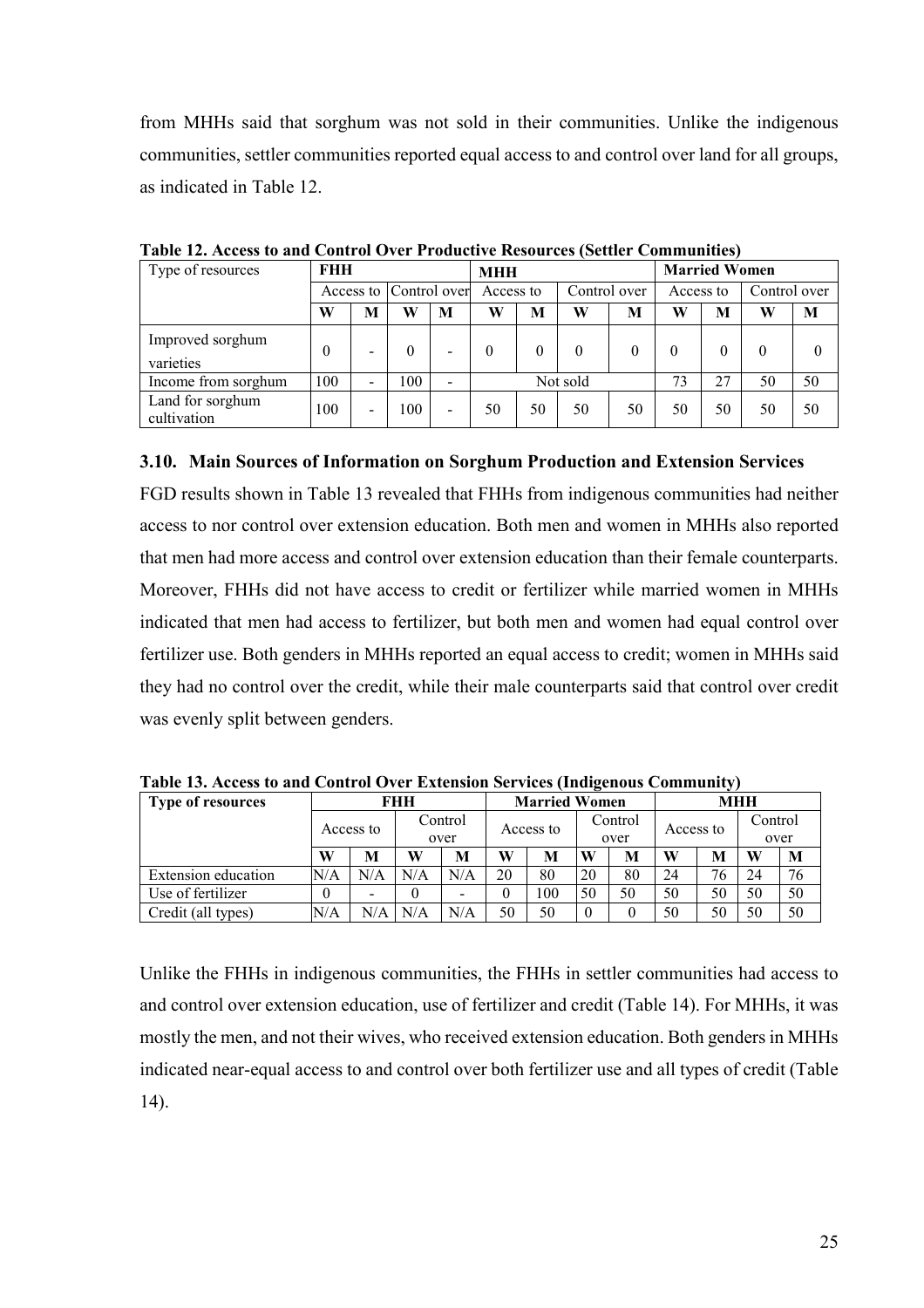from MHHs said that sorghum was not sold in their communities. Unlike the indigenous communities, settler communities reported equal access to and control over land for all groups, as indicated in Table 12.

**Table 12. Access to and Control Over Productive Resources (Settler Communities)**

| Type of resources | FHH | | | | MHH | | | | Married Women | | | |
|---|---|---|---|---|---|---|---|---|---|---|---|---|
| | Access to | | Control over | | Access to | | Control over | | Access to | | Control over | |
| | W | M | W | M | W | M | W | M | W | M | W | M |
| Improved sorghum varieties | 0 | - | 0 | - | 0 | 0 | 0 | 0 | 0 | 0 | 0 | 0 |
| Income from sorghum | 100 | - | 100 | - | Not sold | | | | 73 | 27 | 50 | 50 |
| Land for sorghum cultivation | 100 | - | 100 | - | 50 | 50 | 50 | 50 | 50 | 50 | 50 | 50 |

### 3.10. Main Sources of Information on Sorghum Production and Extension Services

FGD results shown in Table 13 revealed that FHHs from indigenous communities had neither access to nor control over extension education. Both men and women in MHHs also reported that men had more access and control over extension education than their female counterparts. Moreover, FHHs did not have access to credit or fertilizer while married women in MHHs indicated that men had access to fertilizer, but both men and women had equal control over fertilizer use. Both genders in MHHs reported an equal access to credit; women in MHHs said they had no control over the credit, while their male counterparts said that control over credit was evenly split between genders.

**Table 13. Access to and Control Over Extension Services (Indigenous Community)**

| Type of resources | FHH | | | | Married Women | | | | MHH | | | |
|---|---|---|---|---|---|---|---|---|---|---|---|---|
| | Access to | | Control over | | Access to | | Control over | | Access to | | Control over | |
| | W | M | W | M | W | M | W | M | W | M | W | M |
| Extension education | N/A | N/A | N/A | N/A | 20 | 80 | 20 | 80 | 24 | 76 | 24 | 76 |
| Use of fertilizer | 0 | - | 0 | - | 0 | 100 | 50 | 50 | 50 | 50 | 50 | 50 |
| Credit (all types) | N/A | N/A | N/A | N/A | 50 | 50 | 0 | 0 | 50 | 50 | 50 | 50 |

Unlike the FHHs in indigenous communities, the FHHs in settler communities had access to and control over extension education, use of fertilizer and credit (Table 14). For MHHs, it was mostly the men, and not their wives, who received extension education. Both genders in MHHs indicated near-equal access to and control over both fertilizer use and all types of credit (Table 14).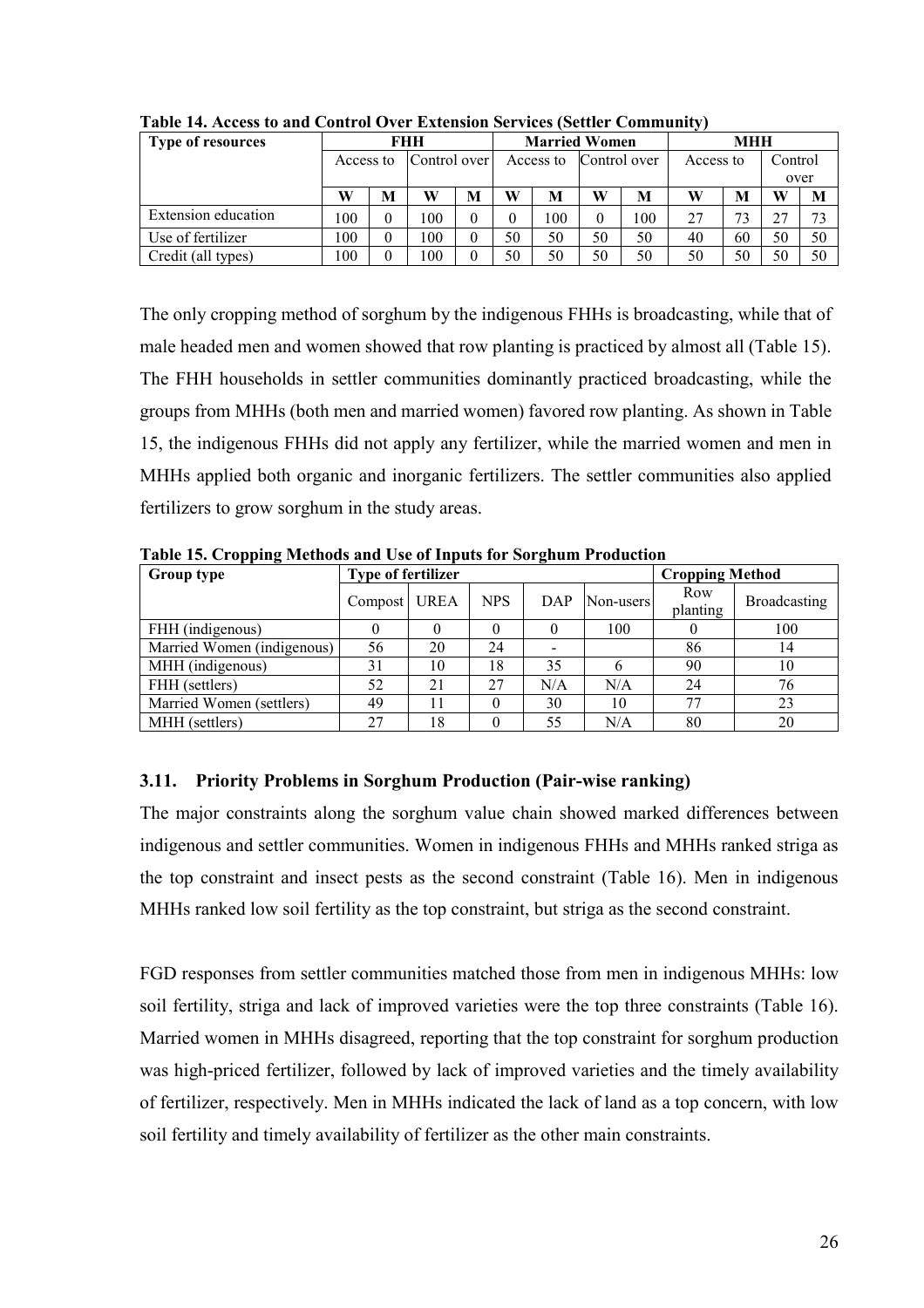**Table 14. Access to and Control Over Extension Services (Settler Community)**

| Type of resources | FHH | | | | Married Women | | | | MHH | | | |
|---|---|---|---|---|---|---|---|---|---|---|---|---|
| | Access to | | Control over | | Access to | | Control over | | Access to | | Control over | |
| | W | M | W | M | W | M | W | M | W | M | W | M |
| Extension education | 100 | 0 | 100 | 0 | 0 | 100 | 0 | 100 | 27 | 73 | 27 | 73 |
| Use of fertilizer | 100 | 0 | 100 | 0 | 50 | 50 | 50 | 50 | 40 | 60 | 50 | 50 |
| Credit (all types) | 100 | 0 | 100 | 0 | 50 | 50 | 50 | 50 | 50 | 50 | 50 | 50 |

The only cropping method of sorghum by the indigenous FHHs is broadcasting, while that of male headed men and women showed that row planting is practiced by almost all (Table 15). The FHH households in settler communities dominantly practiced broadcasting, while the groups from MHHs (both men and married women) favored row planting. As shown in Table 15, the indigenous FHHs did not apply any fertilizer, while the married women and men in MHHs applied both organic and inorganic fertilizers. The settler communities also applied fertilizers to grow sorghum in the study areas.

**Table 15. Cropping Methods and Use of Inputs for Sorghum Production**

| Group type | Type of fertilizer | | | | | Cropping Method | |
|---|---|---|---|---|---|---|---|
| | Compost | UREA | NPS | DAP | Non-users | Row planting | Broadcasting |
| FHH (indigenous) | 0 | 0 | 0 | 0 | 100 | 0 | 100 |
| Married Women (indigenous) | 56 | 20 | 24 | - | | 86 | 14 |
| MHH (indigenous) | 31 | 10 | 18 | 35 | 6 | 90 | 10 |
| FHH (settlers) | 52 | 21 | 27 | N/A | N/A | 24 | 76 |
| Married Women (settlers) | 49 | 11 | 0 | 30 | 10 | 77 | 23 |
| MHH (settlers) | 27 | 18 | 0 | 55 | N/A | 80 | 20 |

### 3.11. Priority Problems in Sorghum Production (Pair-wise ranking)

The major constraints along the sorghum value chain showed marked differences between indigenous and settler communities. Women in indigenous FHHs and MHHs ranked striga as the top constraint and insect pests as the second constraint (Table 16). Men in indigenous MHHs ranked low soil fertility as the top constraint, but striga as the second constraint.

FGD responses from settler communities matched those from men in indigenous MHHs: low soil fertility, striga and lack of improved varieties were the top three constraints (Table 16). Married women in MHHs disagreed, reporting that the top constraint for sorghum production was high-priced fertilizer, followed by lack of improved varieties and the timely availability of fertilizer, respectively. Men in MHHs indicated the lack of land as a top concern, with low soil fertility and timely availability of fertilizer as the other main constraints.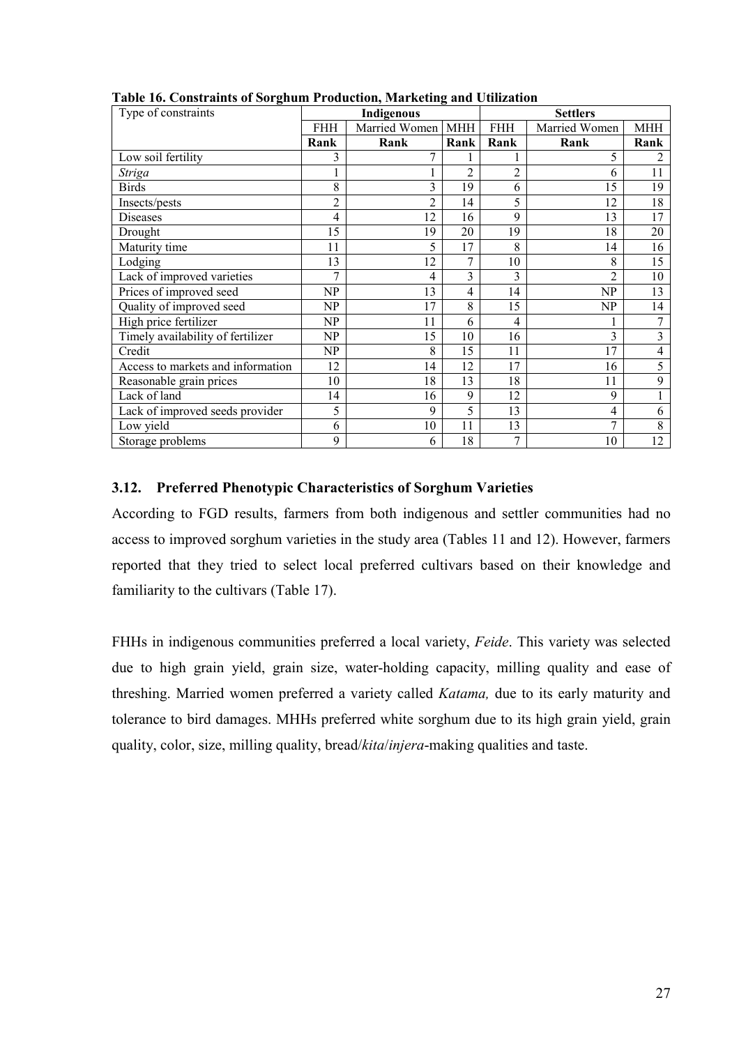**Table 16. Constraints of Sorghum Production, Marketing and Utilization**

| Type of constraints | Indigenous | | | Settlers | | |
|---|---|---|---|---|---|---|
| | FHH | Married Women | MHH | FHH | Married Women | MHH |
| | **Rank** | **Rank** | **Rank** | **Rank** | **Rank** | **Rank** |
| Low soil fertility | 3 | 7 | 1 | 1 | 5 | 2 |
| *Striga* | 1 | 1 | 2 | 2 | 6 | 11 |
| Birds | 8 | 3 | 19 | 6 | 15 | 19 |
| Insects/pests | 2 | 2 | 14 | 5 | 12 | 18 |
| Diseases | 4 | 12 | 16 | 9 | 13 | 17 |
| Drought | 15 | 19 | 20 | 19 | 18 | 20 |
| Maturity time | 11 | 5 | 17 | 8 | 14 | 16 |
| Lodging | 13 | 12 | 7 | 10 | 8 | 15 |
| Lack of improved varieties | 7 | 4 | 3 | 3 | 2 | 10 |
| Prices of improved seed | NP | 13 | 4 | 14 | NP | 13 |
| Quality of improved seed | NP | 17 | 8 | 15 | NP | 14 |
| High price fertilizer | NP | 11 | 6 | 4 | 1 | 7 |
| Timely availability of fertilizer | NP | 15 | 10 | 16 | 3 | 3 |
| Credit | NP | 8 | 15 | 11 | 17 | 4 |
| Access to markets and information | 12 | 14 | 12 | 17 | 16 | 5 |
| Reasonable grain prices | 10 | 18 | 13 | 18 | 11 | 9 |
| Lack of land | 14 | 16 | 9 | 12 | 9 | 1 |
| Lack of improved seeds provider | 5 | 9 | 5 | 13 | 4 | 6 |
| Low yield | 6 | 10 | 11 | 13 | 7 | 8 |
| Storage problems | 9 | 6 | 18 | 7 | 10 | 12 |

### 3.12. Preferred Phenotypic Characteristics of Sorghum Varieties

According to FGD results, farmers from both indigenous and settler communities had no access to improved sorghum varieties in the study area (Tables 11 and 12). However, farmers reported that they tried to select local preferred cultivars based on their knowledge and familiarity to the cultivars (Table 17).

FHHs in indigenous communities preferred a local variety, *Feide*. This variety was selected due to high grain yield, grain size, water-holding capacity, milling quality and ease of threshing. Married women preferred a variety called *Katama,* due to its early maturity and tolerance to bird damages. MHHs preferred white sorghum due to its high grain yield, grain quality, color, size, milling quality, bread/*kita*/*injera*-making qualities and taste.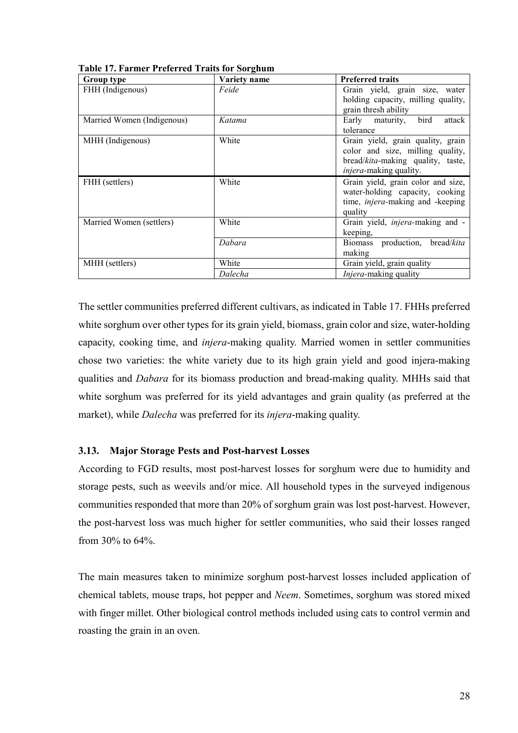**Table 17. Farmer Preferred Traits for Sorghum**

| Group type | Variety name | Preferred traits |
|---|---|---|
| FHH (Indigenous) | *Feide* | Grain yield, grain size, water holding capacity, milling quality, grain thresh ability |
| Married Women (Indigenous) | *Katama* | Early maturity, bird attack tolerance |
| MHH (Indigenous) | White | Grain yield, grain quality, grain color and size, milling quality, bread/*kita*-making quality, taste, *injera*-making quality. |
| FHH (settlers) | White | Grain yield, grain color and size, water-holding capacity, cooking time, *injera*-making and -keeping quality |
| Married Women (settlers) | White | Grain yield, *injera*-making and -keeping, |
| | *Dabara* | Biomass production, bread/*kita* making |
| MHH (settlers) | White | Grain yield, grain quality |
| | *Dalecha* | *Injera*-making quality |

The settler communities preferred different cultivars, as indicated in Table 17. FHHs preferred white sorghum over other types for its grain yield, biomass, grain color and size, water-holding capacity, cooking time, and *injera*-making quality. Married women in settler communities chose two varieties: the white variety due to its high grain yield and good injera-making qualities and *Dabara* for its biomass production and bread-making quality. MHHs said that white sorghum was preferred for its yield advantages and grain quality (as preferred at the market), while *Dalecha* was preferred for its *injera*-making quality.

### 3.13. Major Storage Pests and Post-harvest Losses

According to FGD results, most post-harvest losses for sorghum were due to humidity and storage pests, such as weevils and/or mice. All household types in the surveyed indigenous communities responded that more than 20% of sorghum grain was lost post-harvest. However, the post-harvest loss was much higher for settler communities, who said their losses ranged from 30% to 64%.

The main measures taken to minimize sorghum post-harvest losses included application of chemical tablets, mouse traps, hot pepper and *Neem*. Sometimes, sorghum was stored mixed with finger millet. Other biological control methods included using cats to control vermin and roasting the grain in an oven.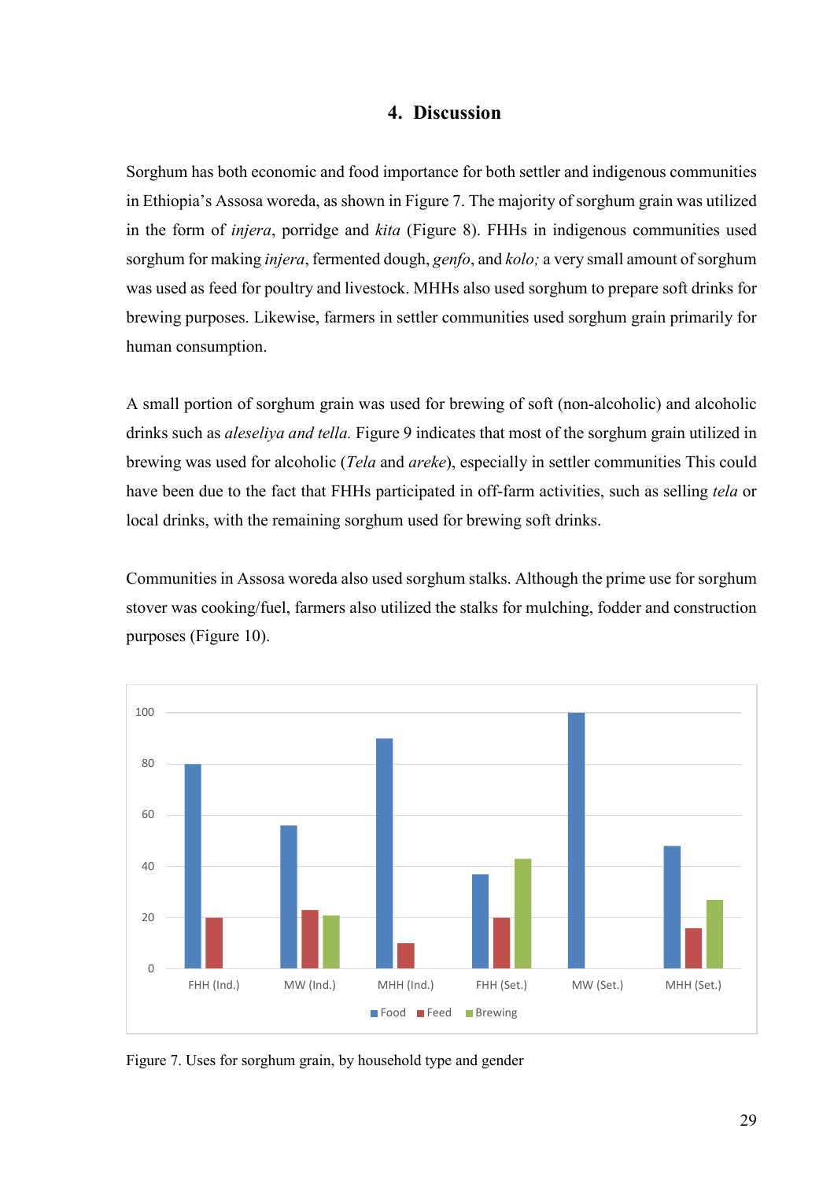# 4. Discussion

Sorghum has both economic and food importance for both settler and indigenous communities in Ethiopia's Assosa woreda, as shown in Figure 7. The majority of sorghum grain was utilized in the form of *injera*, porridge and *kita* (Figure 8). FHHs in indigenous communities used sorghum for making *injera*, fermented dough, *genfo*, and *kolo;* a very small amount of sorghum was used as feed for poultry and livestock. MHHs also used sorghum to prepare soft drinks for brewing purposes. Likewise, farmers in settler communities used sorghum grain primarily for human consumption.

A small portion of sorghum grain was used for brewing of soft (non-alcoholic) and alcoholic drinks such as *aleseliya and tella.* Figure 9 indicates that most of the sorghum grain utilized in brewing was used for alcoholic (*Tela* and *areke*), especially in settler communities This could have been due to the fact that FHHs participated in off-farm activities, such as selling *tela* or local drinks, with the remaining sorghum used for brewing soft drinks.

Communities in Assosa woreda also used sorghum stalks. Although the prime use for sorghum stover was cooking/fuel, farmers also utilized the stalks for mulching, fodder and construction purposes (Figure 10).

Figure 7. Uses for sorghum grain, by household type and gender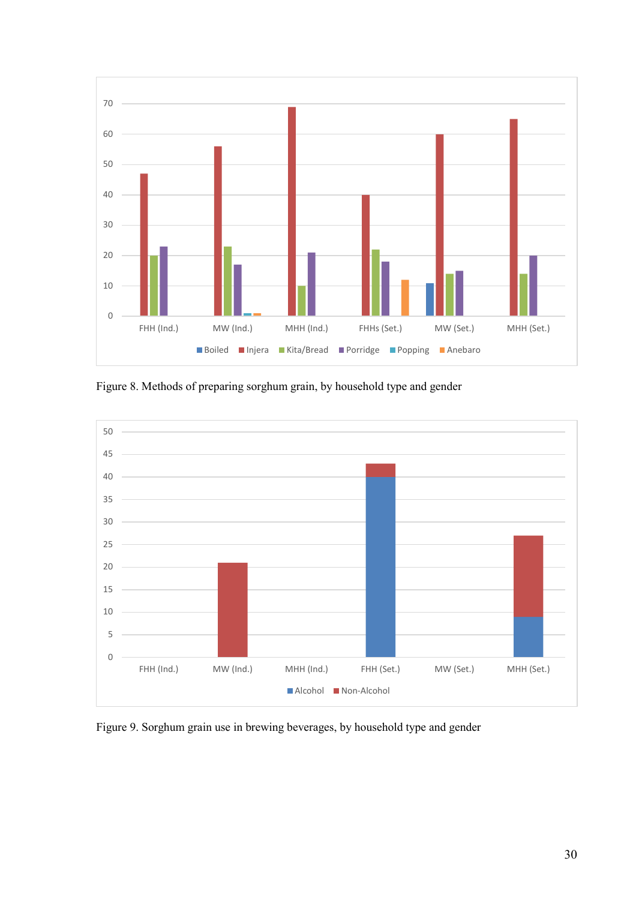Figure 8. Methods of preparing sorghum grain, by household type and gender

Figure 9. Sorghum grain use in brewing beverages, by household type and gender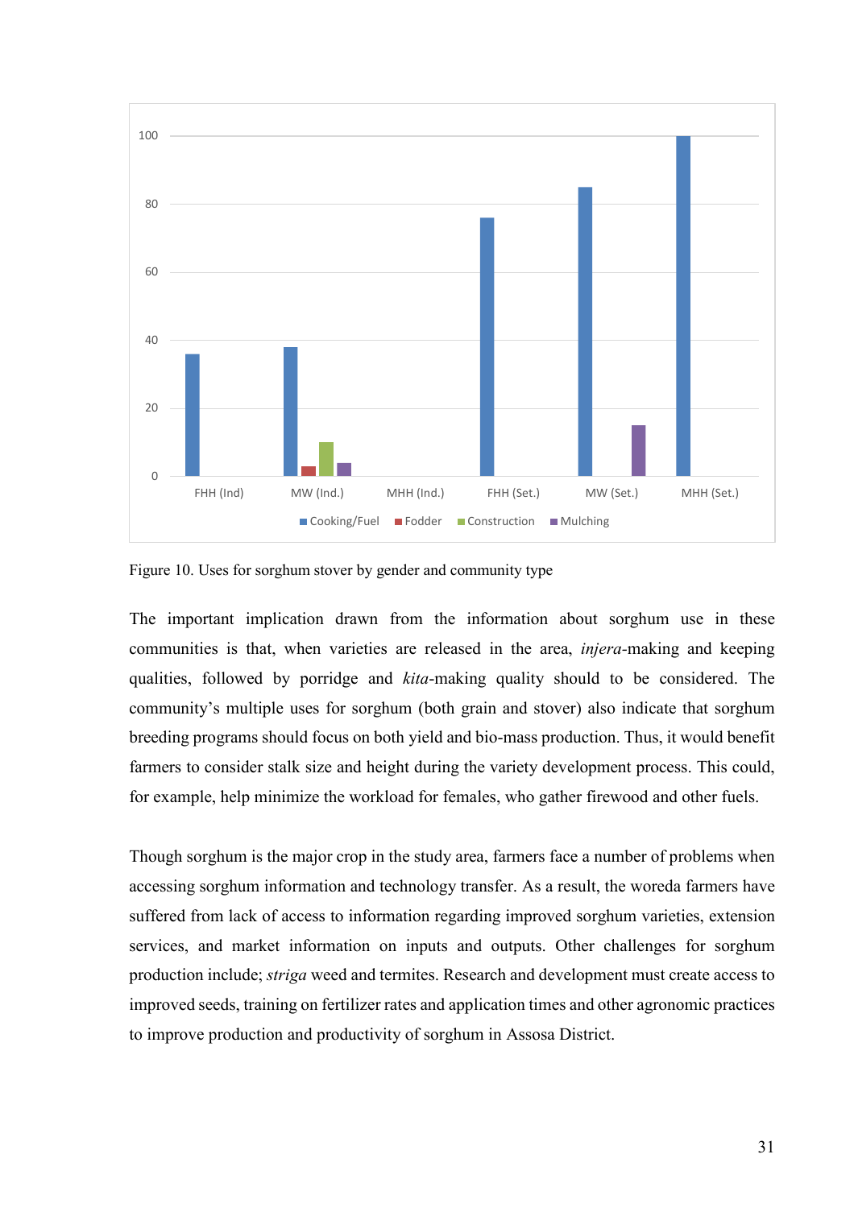Figure 10. Uses for sorghum stover by gender and community type

The important implication drawn from the information about sorghum use in these communities is that, when varieties are released in the area, *injera*-making and keeping qualities, followed by porridge and *kita*-making quality should to be considered. The community's multiple uses for sorghum (both grain and stover) also indicate that sorghum breeding programs should focus on both yield and bio-mass production. Thus, it would benefit farmers to consider stalk size and height during the variety development process. This could, for example, help minimize the workload for females, who gather firewood and other fuels.

Though sorghum is the major crop in the study area, farmers face a number of problems when accessing sorghum information and technology transfer. As a result, the woreda farmers have suffered from lack of access to information regarding improved sorghum varieties, extension services, and market information on inputs and outputs. Other challenges for sorghum production include; *striga* weed and termites. Research and development must create access to improved seeds, training on fertilizer rates and application times and other agronomic practices to improve production and productivity of sorghum in Assosa District.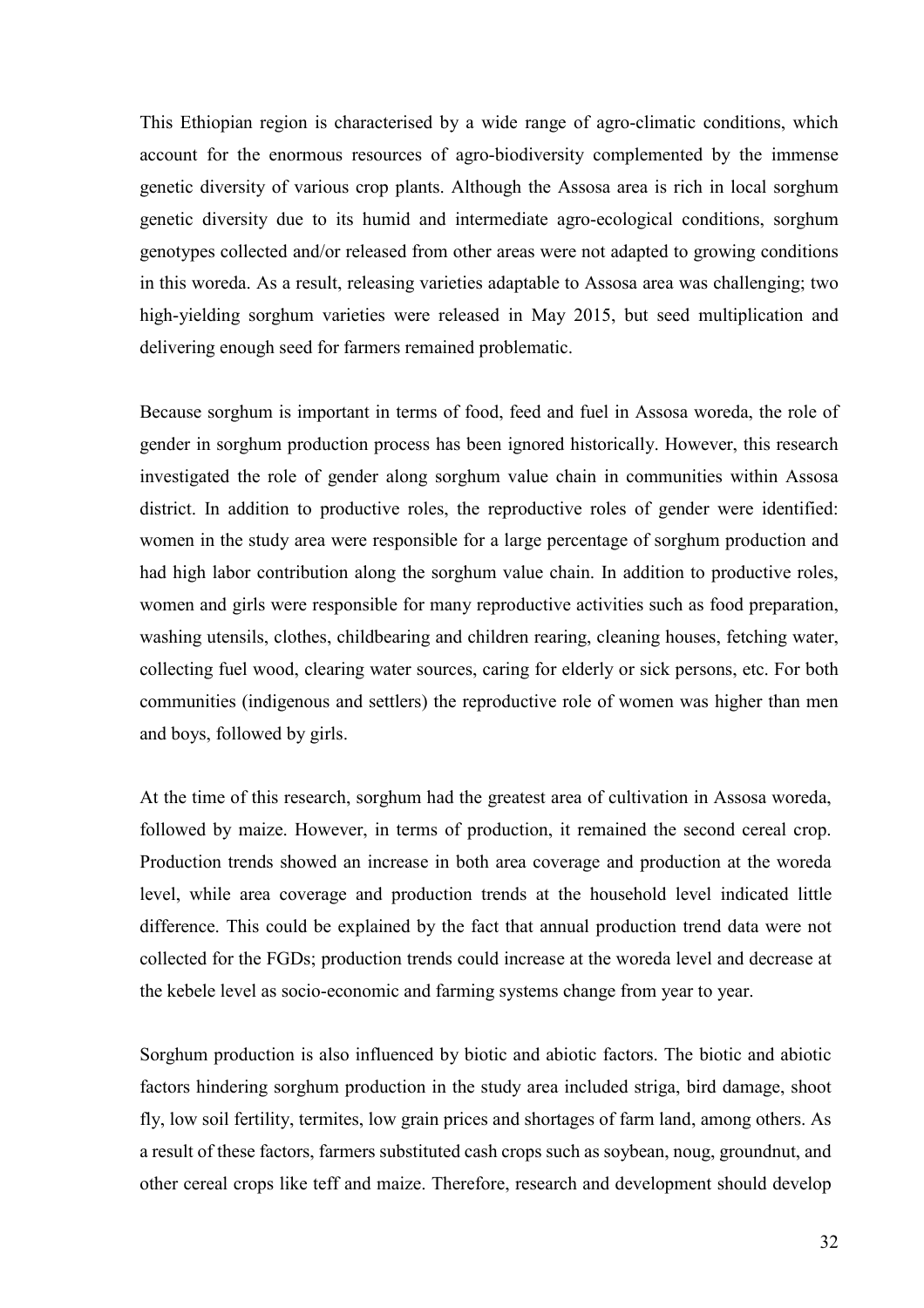This Ethiopian region is characterised by a wide range of agro-climatic conditions, which account for the enormous resources of agro-biodiversity complemented by the immense genetic diversity of various crop plants. Although the Assosa area is rich in local sorghum genetic diversity due to its humid and intermediate agro-ecological conditions, sorghum genotypes collected and/or released from other areas were not adapted to growing conditions in this woreda. As a result, releasing varieties adaptable to Assosa area was challenging; two high-yielding sorghum varieties were released in May 2015, but seed multiplication and delivering enough seed for farmers remained problematic.

Because sorghum is important in terms of food, feed and fuel in Assosa woreda, the role of gender in sorghum production process has been ignored historically. However, this research investigated the role of gender along sorghum value chain in communities within Assosa district. In addition to productive roles, the reproductive roles of gender were identified: women in the study area were responsible for a large percentage of sorghum production and had high labor contribution along the sorghum value chain. In addition to productive roles, women and girls were responsible for many reproductive activities such as food preparation, washing utensils, clothes, childbearing and children rearing, cleaning houses, fetching water, collecting fuel wood, clearing water sources, caring for elderly or sick persons, etc. For both communities (indigenous and settlers) the reproductive role of women was higher than men and boys, followed by girls.

At the time of this research, sorghum had the greatest area of cultivation in Assosa woreda, followed by maize. However, in terms of production, it remained the second cereal crop. Production trends showed an increase in both area coverage and production at the woreda level, while area coverage and production trends at the household level indicated little difference. This could be explained by the fact that annual production trend data were not collected for the FGDs; production trends could increase at the woreda level and decrease at the kebele level as socio-economic and farming systems change from year to year.

Sorghum production is also influenced by biotic and abiotic factors. The biotic and abiotic factors hindering sorghum production in the study area included striga, bird damage, shoot fly, low soil fertility, termites, low grain prices and shortages of farm land, among others. As a result of these factors, farmers substituted cash crops such as soybean, noug, groundnut, and other cereal crops like teff and maize. Therefore, research and development should develop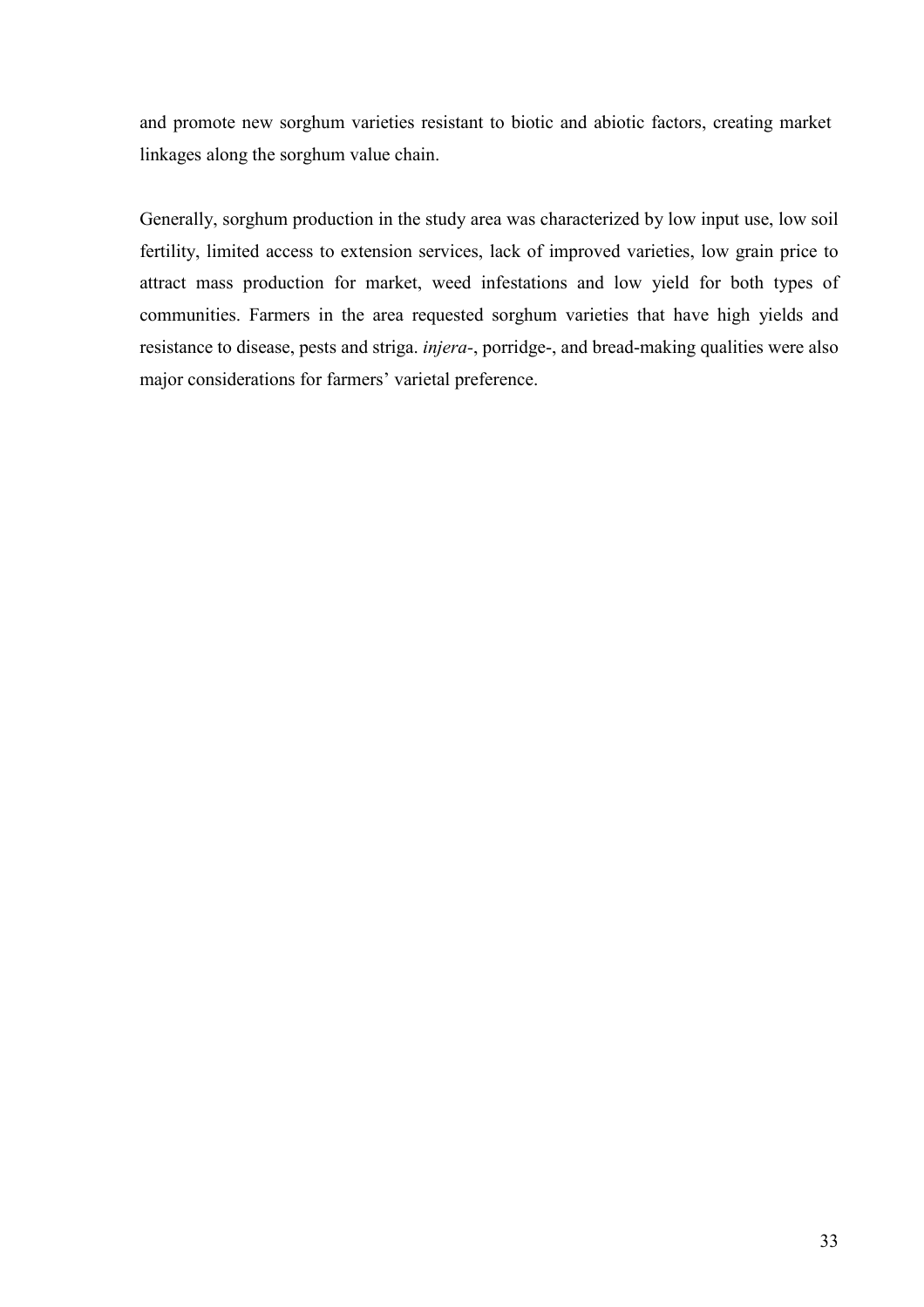and promote new sorghum varieties resistant to biotic and abiotic factors, creating market linkages along the sorghum value chain.

Generally, sorghum production in the study area was characterized by low input use, low soil fertility, limited access to extension services, lack of improved varieties, low grain price to attract mass production for market, weed infestations and low yield for both types of communities. Farmers in the area requested sorghum varieties that have high yields and resistance to disease, pests and striga. *injera*-, porridge-, and bread-making qualities were also major considerations for farmers' varietal preference.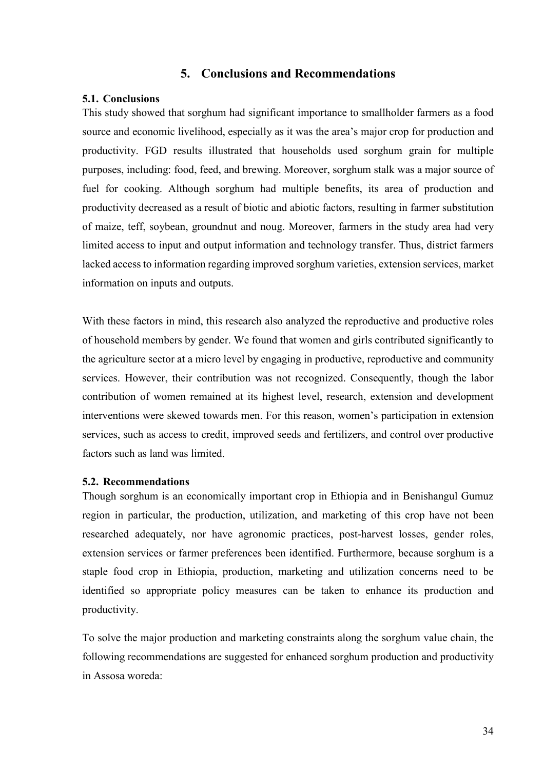# 5. Conclusions and Recommendations

## 5.1. Conclusions

This study showed that sorghum had significant importance to smallholder farmers as a food source and economic livelihood, especially as it was the area's major crop for production and productivity. FGD results illustrated that households used sorghum grain for multiple purposes, including: food, feed, and brewing. Moreover, sorghum stalk was a major source of fuel for cooking. Although sorghum had multiple benefits, its area of production and productivity decreased as a result of biotic and abiotic factors, resulting in farmer substitution of maize, teff, soybean, groundnut and noug. Moreover, farmers in the study area had very limited access to input and output information and technology transfer. Thus, district farmers lacked access to information regarding improved sorghum varieties, extension services, market information on inputs and outputs.

With these factors in mind, this research also analyzed the reproductive and productive roles of household members by gender. We found that women and girls contributed significantly to the agriculture sector at a micro level by engaging in productive, reproductive and community services. However, their contribution was not recognized. Consequently, though the labor contribution of women remained at its highest level, research, extension and development interventions were skewed towards men. For this reason, women's participation in extension services, such as access to credit, improved seeds and fertilizers, and control over productive factors such as land was limited.

## 5.2. Recommendations

Though sorghum is an economically important crop in Ethiopia and in Benishangul Gumuz region in particular, the production, utilization, and marketing of this crop have not been researched adequately, nor have agronomic practices, post-harvest losses, gender roles, extension services or farmer preferences been identified. Furthermore, because sorghum is a staple food crop in Ethiopia, production, marketing and utilization concerns need to be identified so appropriate policy measures can be taken to enhance its production and productivity.

To solve the major production and marketing constraints along the sorghum value chain, the following recommendations are suggested for enhanced sorghum production and productivity in Assosa woreda: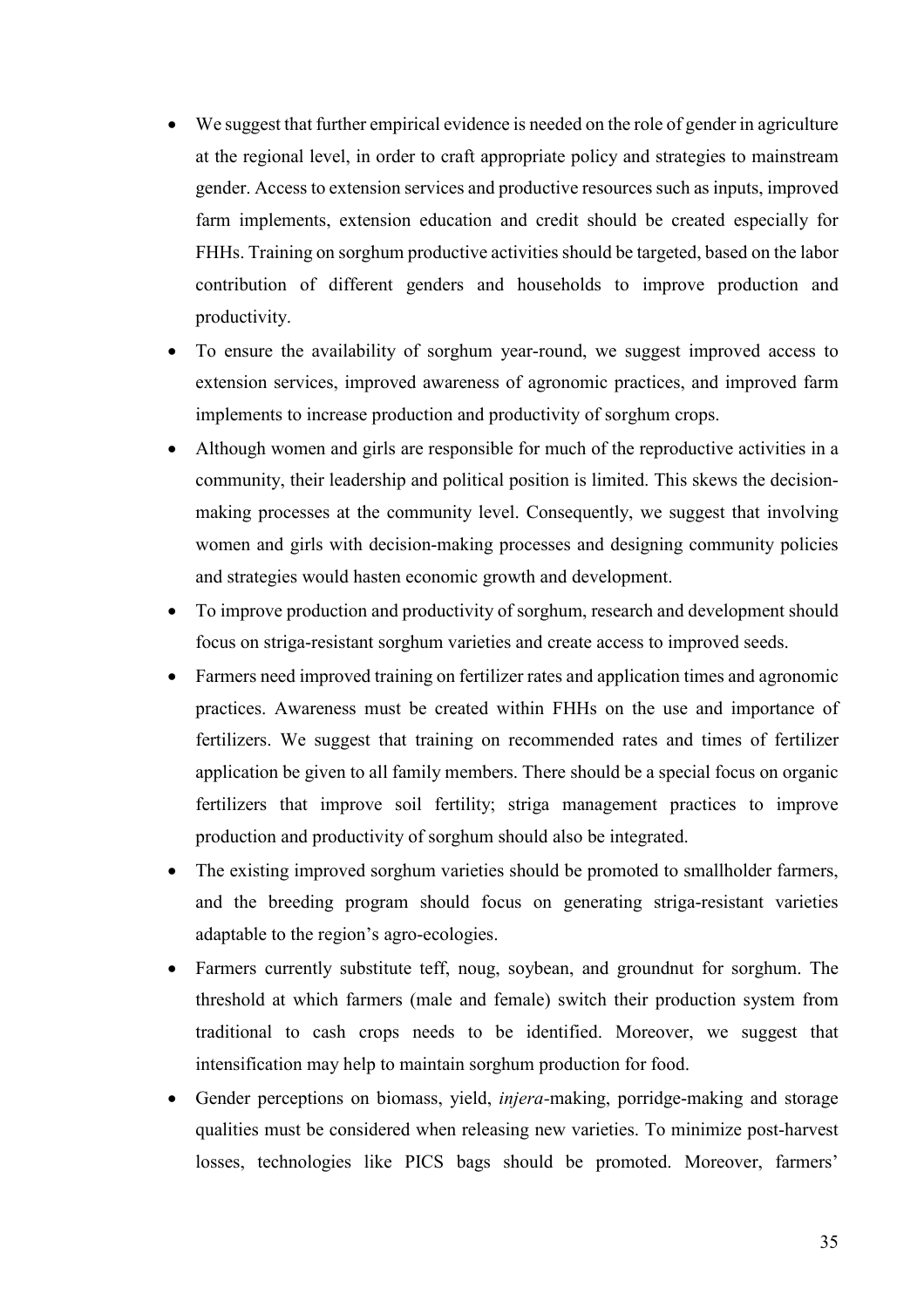- We suggest that further empirical evidence is needed on the role of gender in agriculture at the regional level, in order to craft appropriate policy and strategies to mainstream gender. Access to extension services and productive resources such as inputs, improved farm implements, extension education and credit should be created especially for FHHs. Training on sorghum productive activities should be targeted, based on the labor contribution of different genders and households to improve production and productivity.
- To ensure the availability of sorghum year-round, we suggest improved access to extension services, improved awareness of agronomic practices, and improved farm implements to increase production and productivity of sorghum crops.
- Although women and girls are responsible for much of the reproductive activities in a community, their leadership and political position is limited. This skews the decision-making processes at the community level. Consequently, we suggest that involving women and girls with decision-making processes and designing community policies and strategies would hasten economic growth and development.
- To improve production and productivity of sorghum, research and development should focus on striga-resistant sorghum varieties and create access to improved seeds.
- Farmers need improved training on fertilizer rates and application times and agronomic practices. Awareness must be created within FHHs on the use and importance of fertilizers. We suggest that training on recommended rates and times of fertilizer application be given to all family members. There should be a special focus on organic fertilizers that improve soil fertility; striga management practices to improve production and productivity of sorghum should also be integrated.
- The existing improved sorghum varieties should be promoted to smallholder farmers, and the breeding program should focus on generating striga-resistant varieties adaptable to the region's agro-ecologies.
- Farmers currently substitute teff, noug, soybean, and groundnut for sorghum. The threshold at which farmers (male and female) switch their production system from traditional to cash crops needs to be identified. Moreover, we suggest that intensification may help to maintain sorghum production for food.
- Gender perceptions on biomass, yield, *injera*-making, porridge-making and storage qualities must be considered when releasing new varieties. To minimize post-harvest losses, technologies like PICS bags should be promoted. Moreover, farmers'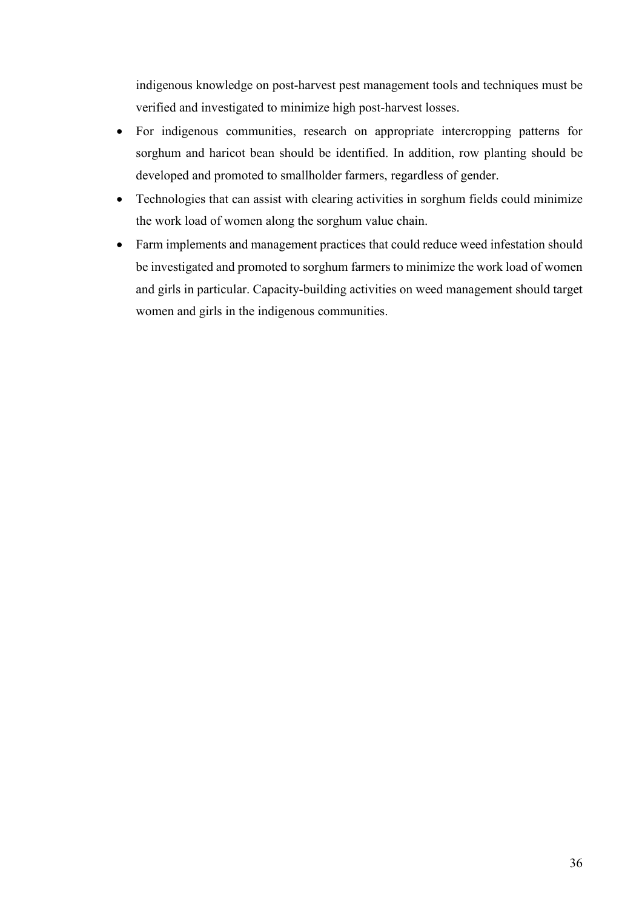indigenous knowledge on post-harvest pest management tools and techniques must be verified and investigated to minimize high post-harvest losses.

- For indigenous communities, research on appropriate intercropping patterns for sorghum and haricot bean should be identified. In addition, row planting should be developed and promoted to smallholder farmers, regardless of gender.
- Technologies that can assist with clearing activities in sorghum fields could minimize the work load of women along the sorghum value chain.
- Farm implements and management practices that could reduce weed infestation should be investigated and promoted to sorghum farmers to minimize the work load of women and girls in particular. Capacity-building activities on weed management should target women and girls in the indigenous communities.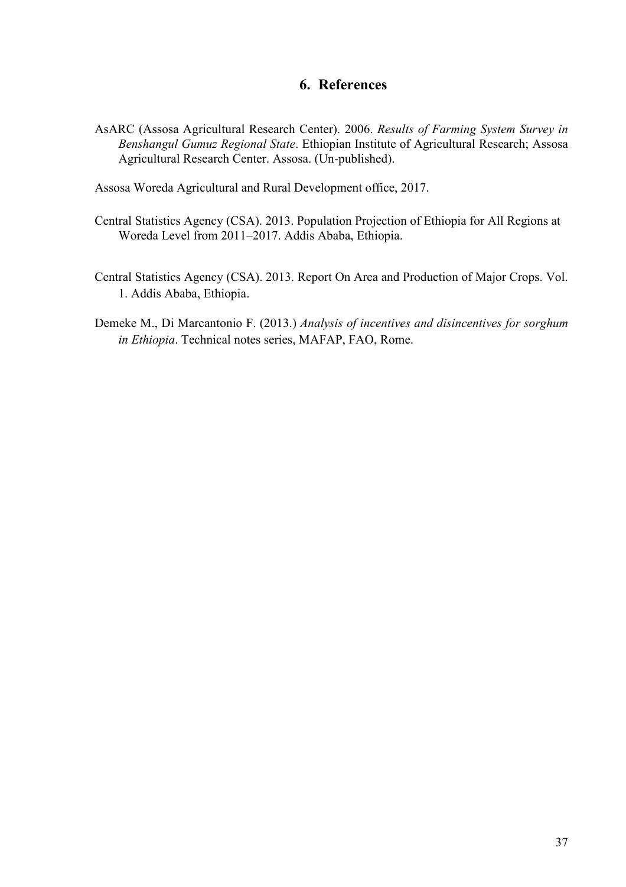## 6. References

AsARC (Assosa Agricultural Research Center). 2006. *Results of Farming System Survey in Benshangul Gumuz Regional State*. Ethiopian Institute of Agricultural Research; Assosa Agricultural Research Center. Assosa. (Un-published).

Assosa Woreda Agricultural and Rural Development office, 2017.

Central Statistics Agency (CSA). 2013. Population Projection of Ethiopia for All Regions at Woreda Level from 2011–2017. Addis Ababa, Ethiopia.

Central Statistics Agency (CSA). 2013. Report On Area and Production of Major Crops. Vol. 1. Addis Ababa, Ethiopia.

Demeke M., Di Marcantonio F. (2013.) *Analysis of incentives and disincentives for sorghum in Ethiopia*. Technical notes series, MAFAP, FAO, Rome.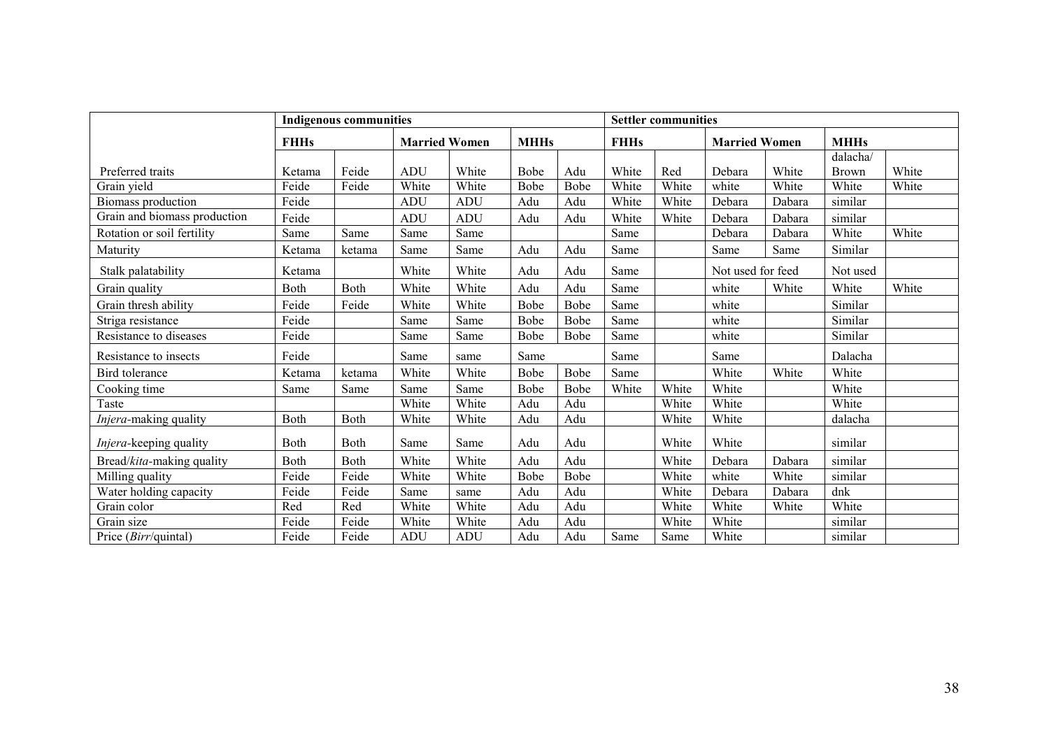| | Indigenous communities | | | | | | Settler communities | | | | | |
|---|---|---|---|---|---|---|---|---|---|---|---|---|
| | **FHHs** | | **Married Women** | | **MHHs** | | **FHHs** | | **Married Women** | | **MHHs** | |
| Preferred traits | Ketama | Feide | ADU | White | Bobe | Adu | White | Red | Debara | White | dalacha/ Brown | White |
| Grain yield | Feide | Feide | White | White | Bobe | Bobe | White | White | white | White | White | White |
| Biomass production | Feide | | ADU | ADU | Adu | Adu | White | White | Debara | Dabara | similar | |
| Grain and biomass production | Feide | | ADU | ADU | Adu | Adu | White | White | Debara | Dabara | similar | |
| Rotation or soil fertility | Same | Same | Same | Same | | | Same | | Debara | Dabara | White | White |
| Maturity | Ketama | ketama | Same | Same | Adu | Adu | Same | | Same | Same | Similar | |
| Stalk palatability | Ketama | | White | White | Adu | Adu | Same | | Not used for feed | | Not used | |
| Grain quality | Both | Both | White | White | Adu | Adu | Same | | white | White | White | White |
| Grain thresh ability | Feide | Feide | White | White | Bobe | Bobe | Same | | white | | Similar | |
| Striga resistance | Feide | | Same | Same | Bobe | Bobe | Same | | white | | Similar | |
| Resistance to diseases | Feide | | Same | Same | Bobe | Bobe | Same | | white | | Similar | |
| Resistance to insects | Feide | | Same | same | Same | | Same | | Same | | Dalacha | |
| Bird tolerance | Ketama | ketama | White | White | Bobe | Bobe | Same | | White | White | White | |
| Cooking time | Same | Same | Same | Same | Bobe | Bobe | White | White | White | | White | |
| Taste | | | White | White | Adu | Adu | | White | White | | White | |
| *Injera*-making quality | Both | Both | White | White | Adu | Adu | | White | White | | dalacha | |
| *Injera*-keeping quality | Both | Both | Same | Same | Adu | Adu | | White | White | | similar | |
| Bread/*kita*-making quality | Both | Both | White | White | Adu | Adu | | White | Debara | Dabara | similar | |
| Milling quality | Feide | Feide | White | White | Bobe | Bobe | | White | white | White | similar | |
| Water holding capacity | Feide | Feide | Same | same | Adu | Adu | | White | Debara | Dabara | dnk | |
| Grain color | Red | Red | White | White | Adu | Adu | | White | White | White | White | |
| Grain size | Feide | Feide | White | White | Adu | Adu | | White | White | | similar | |
| Price (*Birr*/quintal) | Feide | Feide | ADU | ADU | Adu | Adu | Same | Same | White | | similar | |